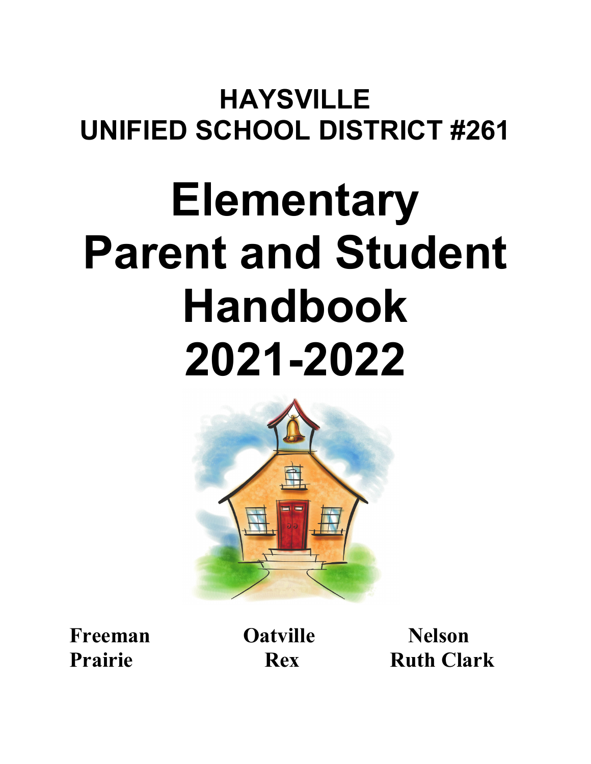# HAYSVILLE UNIFIED SCHOOL DISTRICT #261

# Elementary Parent and Student Handbook 2021-2022

**Freeman** **Oatville** **Nelson**
**Prairie** **Rex** **Ruth Clark**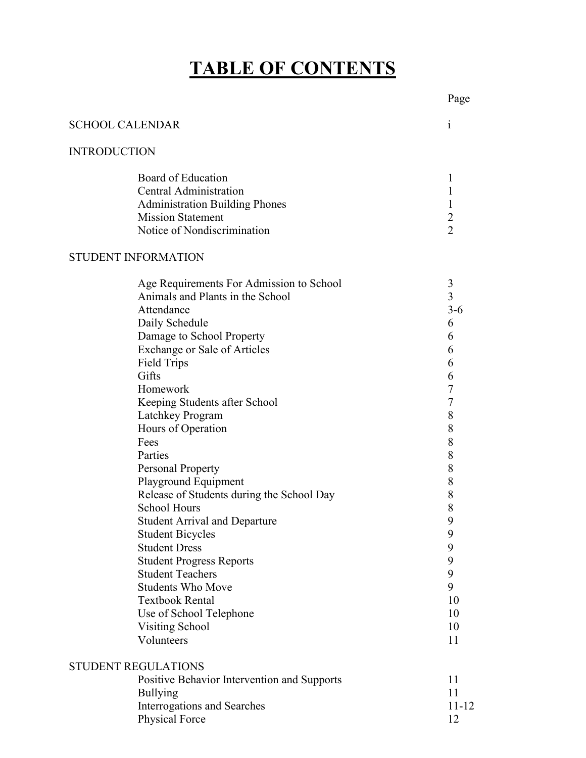# TABLE OF CONTENTS

| | Page |
|---|---|
| SCHOOL CALENDAR | i |
| **INTRODUCTION** | |
| Board of Education | 1 |
| Central Administration | 1 |
| Administration Building Phones | 1 |
| Mission Statement | 2 |
| Notice of Nondiscrimination | 2 |
| **STUDENT INFORMATION** | |
| Age Requirements For Admission to School | 3 |
| Animals and Plants in the School | 3 |
| Attendance | 3-6 |
| Daily Schedule | 6 |
| Damage to School Property | 6 |
| Exchange or Sale of Articles | 6 |
| Field Trips | 6 |
| Gifts | 6 |
| Homework | 7 |
| Keeping Students after School | 7 |
| Latchkey Program | 8 |
| Hours of Operation | 8 |
| Fees | 8 |
| Parties | 8 |
| Personal Property | 8 |
| Playground Equipment | 8 |
| Release of Students during the School Day | 8 |
| School Hours | 8 |
| Student Arrival and Departure | 9 |
| Student Bicycles | 9 |
| Student Dress | 9 |
| Student Progress Reports | 9 |
| Student Teachers | 9 |
| Students Who Move | 9 |
| Textbook Rental | 10 |
| Use of School Telephone | 10 |
| Visiting School | 10 |
| Volunteers | 11 |
| **STUDENT REGULATIONS** | |
| Positive Behavior Intervention and Supports | 11 |
| Bullying | 11 |
| Interrogations and Searches | 11-12 |
| Physical Force | 12 |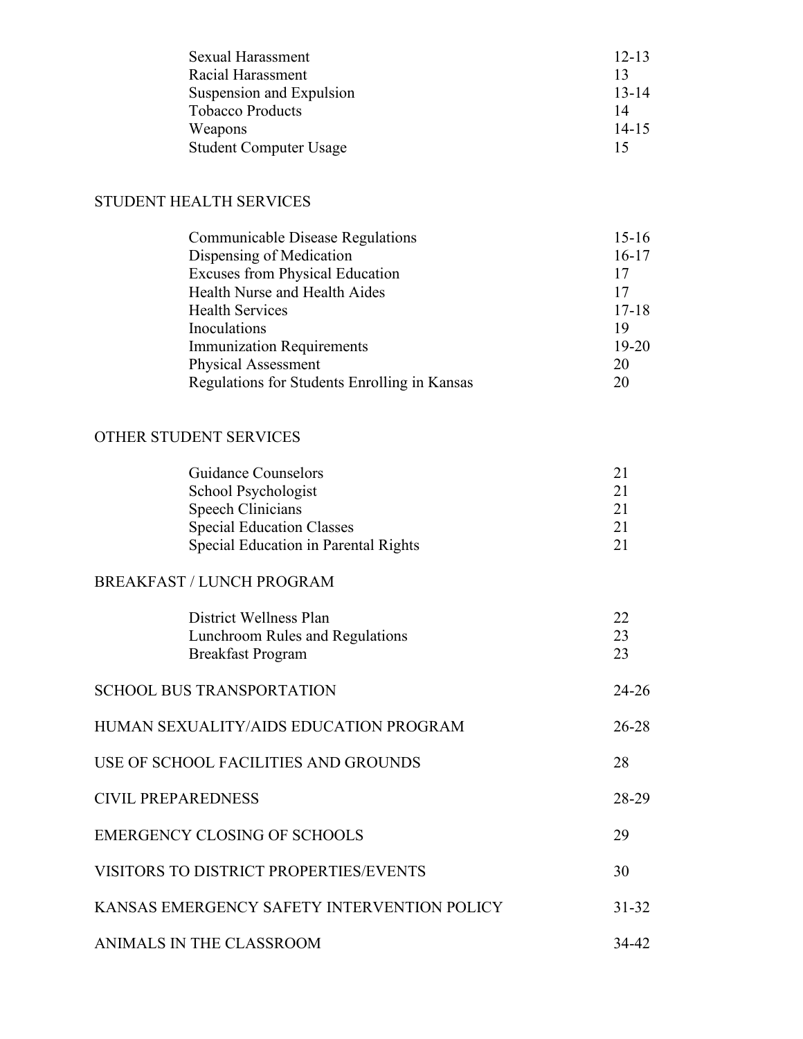| | |
|---|---|
| Sexual Harassment | 12-13 |
| Racial Harassment | 13 |
| Suspension and Expulsion | 13-14 |
| Tobacco Products | 14 |
| Weapons | 14-15 |
| Student Computer Usage | 15 |

STUDENT HEALTH SERVICES

| | |
|---|---|
| Communicable Disease Regulations | 15-16 |
| Dispensing of Medication | 16-17 |
| Excuses from Physical Education | 17 |
| Health Nurse and Health Aides | 17 |
| Health Services | 17-18 |
| Inoculations | 19 |
| Immunization Requirements | 19-20 |
| Physical Assessment | 20 |
| Regulations for Students Enrolling in Kansas | 20 |

OTHER STUDENT SERVICES

| | |
|---|---|
| Guidance Counselors | 21 |
| School Psychologist | 21 |
| Speech Clinicians | 21 |
| Special Education Classes | 21 |
| Special Education in Parental Rights | 21 |

BREAKFAST / LUNCH PROGRAM

| | |
|---|---|
| District Wellness Plan | 22 |
| Lunchroom Rules and Regulations | 23 |
| Breakfast Program | 23 |

| | |
|---|---|
| SCHOOL BUS TRANSPORTATION | 24-26 |
| HUMAN SEXUALITY/AIDS EDUCATION PROGRAM | 26-28 |
| USE OF SCHOOL FACILITIES AND GROUNDS | 28 |
| CIVIL PREPAREDNESS | 28-29 |
| EMERGENCY CLOSING OF SCHOOLS | 29 |
| VISITORS TO DISTRICT PROPERTIES/EVENTS | 30 |
| KANSAS EMERGENCY SAFETY INTERVENTION POLICY | 31-32 |
| ANIMALS IN THE CLASSROOM | 34-42 |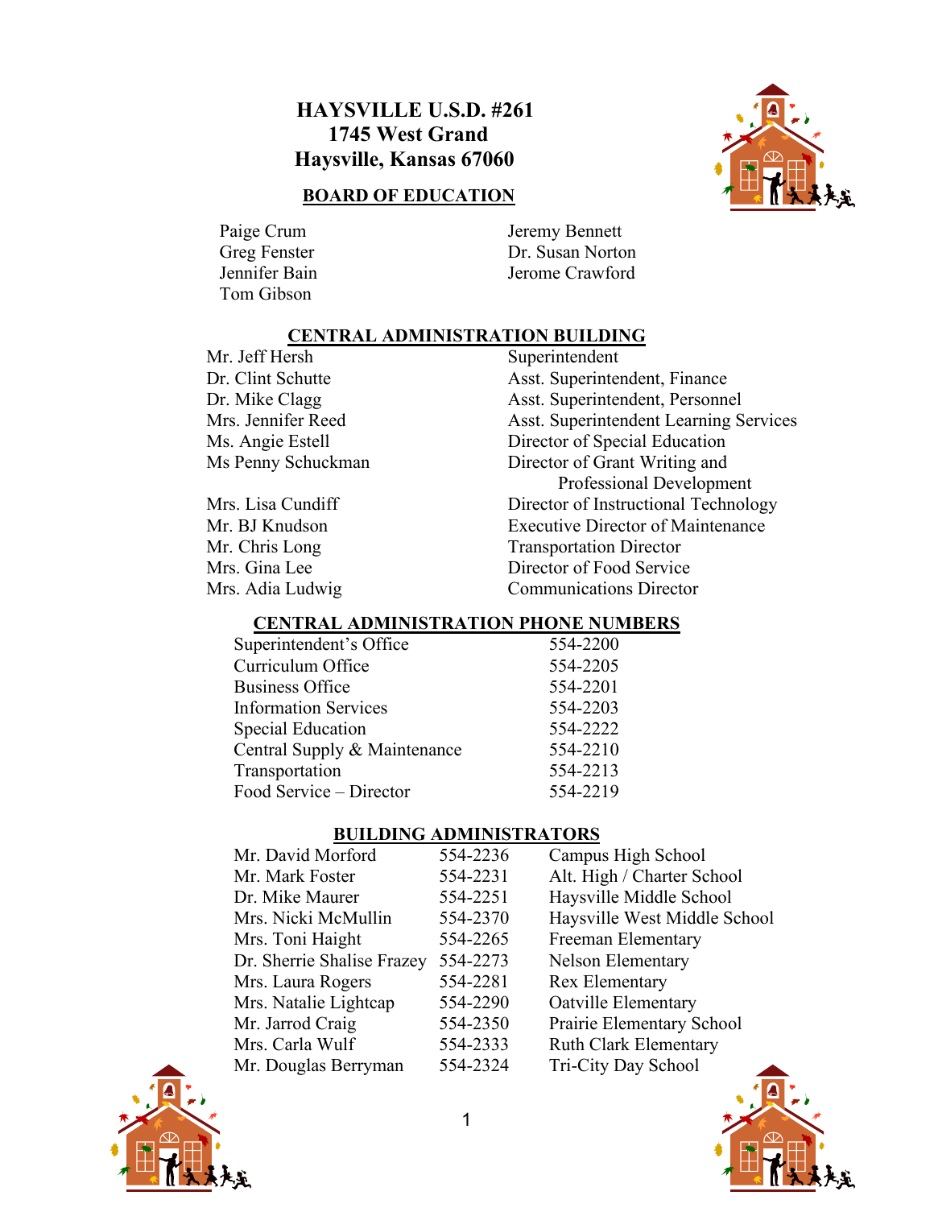# HAYSVILLE U.S.D. #261
# 1745 West Grand
# Haysville, Kansas 67060

## BOARD OF EDUCATION

Paige Crum
Greg Fenster
Jennifer Bain
Tom Gibson
Jeremy Bennett
Dr. Susan Norton
Jerome Crawford

## CENTRAL ADMINISTRATION BUILDING

| | |
|---|---|
| Mr. Jeff Hersh | Superintendent |
| Dr. Clint Schutte | Asst. Superintendent, Finance |
| Dr. Mike Clagg | Asst. Superintendent, Personnel |
| Mrs. Jennifer Reed | Asst. Superintendent Learning Services |
| Ms. Angie Estell | Director of Special Education |
| Ms Penny Schuckman | Director of Grant Writing and Professional Development |
| Mrs. Lisa Cundiff | Director of Instructional Technology |
| Mr. BJ Knudson | Executive Director of Maintenance |
| Mr. Chris Long | Transportation Director |
| Mrs. Gina Lee | Director of Food Service |
| Mrs. Adia Ludwig | Communications Director |

## CENTRAL ADMINISTRATION PHONE NUMBERS

| | |
|---|---|
| Superintendent's Office | 554-2200 |
| Curriculum Office | 554-2205 |
| Business Office | 554-2201 |
| Information Services | 554-2203 |
| Special Education | 554-2222 |
| Central Supply & Maintenance | 554-2210 |
| Transportation | 554-2213 |
| Food Service – Director | 554-2219 |

## BUILDING ADMINISTRATORS

| | | |
|---|---|---|
| Mr. David Morford | 554-2236 | Campus High School |
| Mr. Mark Foster | 554-2231 | Alt. High / Charter School |
| Dr. Mike Maurer | 554-2251 | Haysville Middle School |
| Mrs. Nicki McMullin | 554-2370 | Haysville West Middle School |
| Mrs. Toni Haight | 554-2265 | Freeman Elementary |
| Dr. Sherrie Shalise Frazey | 554-2273 | Nelson Elementary |
| Mrs. Laura Rogers | 554-2281 | Rex Elementary |
| Mrs. Natalie Lightcap | 554-2290 | Oatville Elementary |
| Mr. Jarrod Craig | 554-2350 | Prairie Elementary School |
| Mrs. Carla Wulf | 554-2333 | Ruth Clark Elementary |
| Mr. Douglas Berryman | 554-2324 | Tri-City Day School |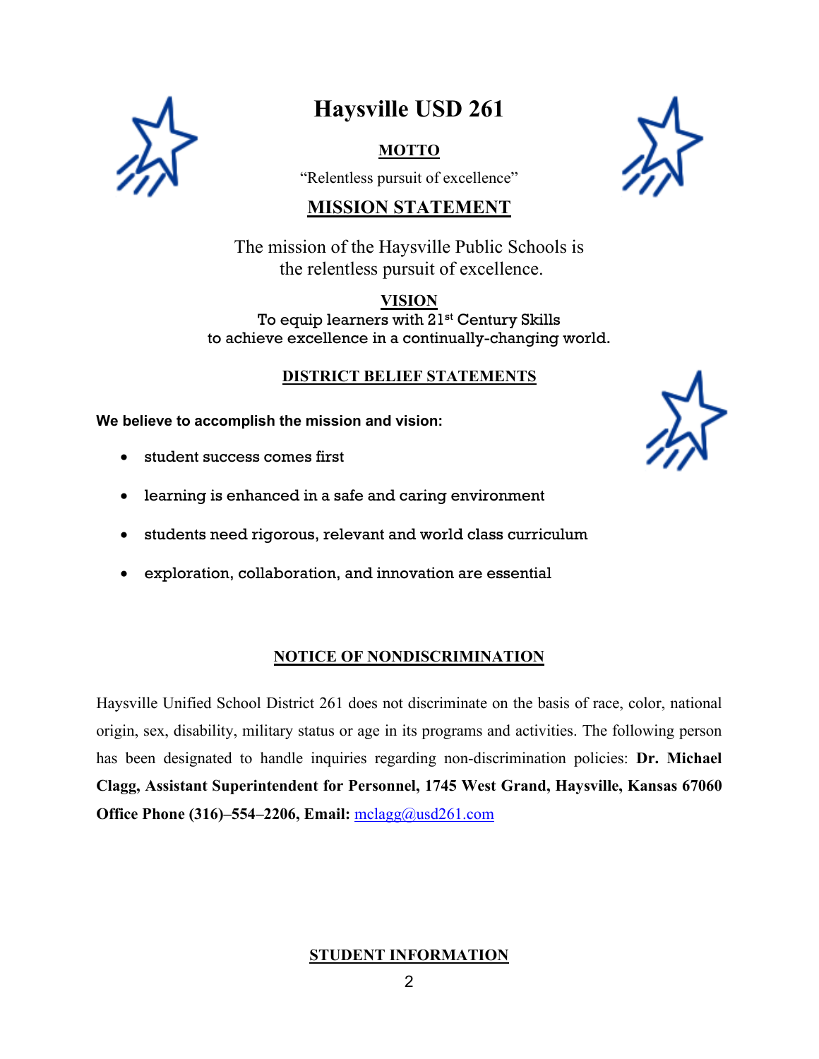# Haysville USD 261

## MOTTO

"Relentless pursuit of excellence"

## MISSION STATEMENT

The mission of the Haysville Public Schools is the relentless pursuit of excellence.

## VISION

To equip learners with 21st Century Skills to achieve excellence in a continually-changing world.

## DISTRICT BELIEF STATEMENTS

**We believe to accomplish the mission and vision:**

- student success comes first
- learning is enhanced in a safe and caring environment
- students need rigorous, relevant and world class curriculum
- exploration, collaboration, and innovation are essential

## NOTICE OF NONDISCRIMINATION

Haysville Unified School District 261 does not discriminate on the basis of race, color, national origin, sex, disability, military status or age in its programs and activities. The following person has been designated to handle inquiries regarding non-discrimination policies: **Dr. Michael Clagg, Assistant Superintendent for Personnel, 1745 West Grand, Haysville, Kansas 67060 Office Phone (316)–554–2206, Email:** mclagg@usd261.com

## STUDENT INFORMATION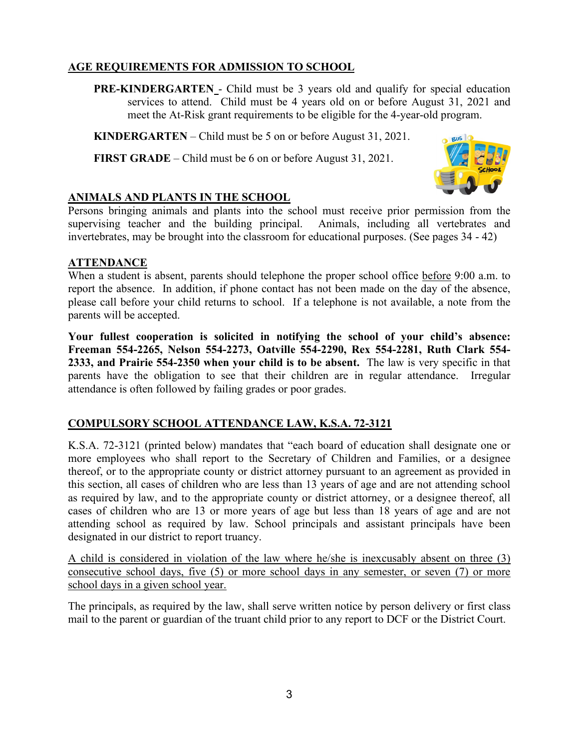## AGE REQUIREMENTS FOR ADMISSION TO SCHOOL

**PRE-KINDERGARTEN** - Child must be 3 years old and qualify for special education services to attend. Child must be 4 years old on or before August 31, 2021 and meet the At-Risk grant requirements to be eligible for the 4-year-old program.

**KINDERGARTEN** – Child must be 5 on or before August 31, 2021.

**FIRST GRADE** – Child must be 6 on or before August 31, 2021.

## ANIMALS AND PLANTS IN THE SCHOOL

Persons bringing animals and plants into the school must receive prior permission from the supervising teacher and the building principal. Animals, including all vertebrates and invertebrates, may be brought into the classroom for educational purposes. (See pages 34 - 42)

## ATTENDANCE

When a student is absent, parents should telephone the proper school office before 9:00 a.m. to report the absence. In addition, if phone contact has not been made on the day of the absence, please call before your child returns to school. If a telephone is not available, a note from the parents will be accepted.

**Your fullest cooperation is solicited in notifying the school of your child's absence: Freeman 554-2265, Nelson 554-2273, Oatville 554-2290, Rex 554-2281, Ruth Clark 554-2333, and Prairie 554-2350 when your child is to be absent.** The law is very specific in that parents have the obligation to see that their children are in regular attendance. Irregular attendance is often followed by failing grades or poor grades.

## COMPULSORY SCHOOL ATTENDANCE LAW, K.S.A. 72-3121

K.S.A. 72-3121 (printed below) mandates that "each board of education shall designate one or more employees who shall report to the Secretary of Children and Families, or a designee thereof, or to the appropriate county or district attorney pursuant to an agreement as provided in this section, all cases of children who are less than 13 years of age and are not attending school as required by law, and to the appropriate county or district attorney, or a designee thereof, all cases of children who are 13 or more years of age but less than 18 years of age and are not attending school as required by law. School principals and assistant principals have been designated in our district to report truancy.

A child is considered in violation of the law where he/she is inexcusably absent on three (3) consecutive school days, five (5) or more school days in any semester, or seven (7) or more school days in a given school year.

The principals, as required by the law, shall serve written notice by person delivery or first class mail to the parent or guardian of the truant child prior to any report to DCF or the District Court.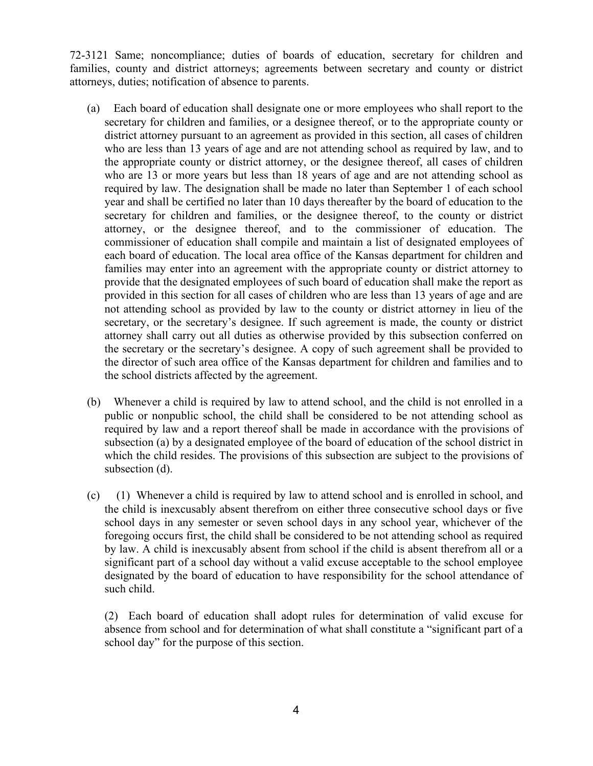72-3121 Same; noncompliance; duties of boards of education, secretary for children and families, county and district attorneys; agreements between secretary and county or district attorneys, duties; notification of absence to parents.

(a) Each board of education shall designate one or more employees who shall report to the secretary for children and families, or a designee thereof, or to the appropriate county or district attorney pursuant to an agreement as provided in this section, all cases of children who are less than 13 years of age and are not attending school as required by law, and to the appropriate county or district attorney, or the designee thereof, all cases of children who are 13 or more years but less than 18 years of age and are not attending school as required by law. The designation shall be made no later than September 1 of each school year and shall be certified no later than 10 days thereafter by the board of education to the secretary for children and families, or the designee thereof, to the county or district attorney, or the designee thereof, and to the commissioner of education. The commissioner of education shall compile and maintain a list of designated employees of each board of education. The local area office of the Kansas department for children and families may enter into an agreement with the appropriate county or district attorney to provide that the designated employees of such board of education shall make the report as provided in this section for all cases of children who are less than 13 years of age and are not attending school as provided by law to the county or district attorney in lieu of the secretary, or the secretary's designee. If such agreement is made, the county or district attorney shall carry out all duties as otherwise provided by this subsection conferred on the secretary or the secretary's designee. A copy of such agreement shall be provided to the director of such area office of the Kansas department for children and families and to the school districts affected by the agreement.

(b) Whenever a child is required by law to attend school, and the child is not enrolled in a public or nonpublic school, the child shall be considered to be not attending school as required by law and a report thereof shall be made in accordance with the provisions of subsection (a) by a designated employee of the board of education of the school district in which the child resides. The provisions of this subsection are subject to the provisions of subsection (d).

(c) (1) Whenever a child is required by law to attend school and is enrolled in school, and the child is inexcusably absent therefrom on either three consecutive school days or five school days in any semester or seven school days in any school year, whichever of the foregoing occurs first, the child shall be considered to be not attending school as required by law. A child is inexcusably absent from school if the child is absent therefrom all or a significant part of a school day without a valid excuse acceptable to the school employee designated by the board of education to have responsibility for the school attendance of such child.

(2) Each board of education shall adopt rules for determination of valid excuse for absence from school and for determination of what shall constitute a "significant part of a school day" for the purpose of this section.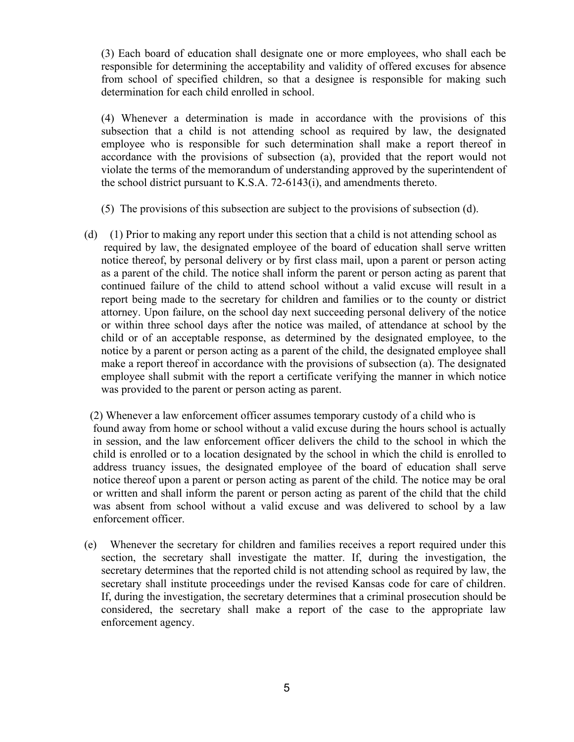(3) Each board of education shall designate one or more employees, who shall each be responsible for determining the acceptability and validity of offered excuses for absence from school of specified children, so that a designee is responsible for making such determination for each child enrolled in school.

(4) Whenever a determination is made in accordance with the provisions of this subsection that a child is not attending school as required by law, the designated employee who is responsible for such determination shall make a report thereof in accordance with the provisions of subsection (a), provided that the report would not violate the terms of the memorandum of understanding approved by the superintendent of the school district pursuant to K.S.A. 72-6143(i), and amendments thereto.

(5) The provisions of this subsection are subject to the provisions of subsection (d).

(d) (1) Prior to making any report under this section that a child is not attending school as required by law, the designated employee of the board of education shall serve written notice thereof, by personal delivery or by first class mail, upon a parent or person acting as a parent of the child. The notice shall inform the parent or person acting as parent that continued failure of the child to attend school without a valid excuse will result in a report being made to the secretary for children and families or to the county or district attorney. Upon failure, on the school day next succeeding personal delivery of the notice or within three school days after the notice was mailed, of attendance at school by the child or of an acceptable response, as determined by the designated employee, to the notice by a parent or person acting as a parent of the child, the designated employee shall make a report thereof in accordance with the provisions of subsection (a). The designated employee shall submit with the report a certificate verifying the manner in which notice was provided to the parent or person acting as parent.

(2) Whenever a law enforcement officer assumes temporary custody of a child who is found away from home or school without a valid excuse during the hours school is actually in session, and the law enforcement officer delivers the child to the school in which the child is enrolled or to a location designated by the school in which the child is enrolled to address truancy issues, the designated employee of the board of education shall serve notice thereof upon a parent or person acting as parent of the child. The notice may be oral or written and shall inform the parent or person acting as parent of the child that the child was absent from school without a valid excuse and was delivered to school by a law enforcement officer.

(e) Whenever the secretary for children and families receives a report required under this section, the secretary shall investigate the matter. If, during the investigation, the secretary determines that the reported child is not attending school as required by law, the secretary shall institute proceedings under the revised Kansas code for care of children. If, during the investigation, the secretary determines that a criminal prosecution should be considered, the secretary shall make a report of the case to the appropriate law enforcement agency.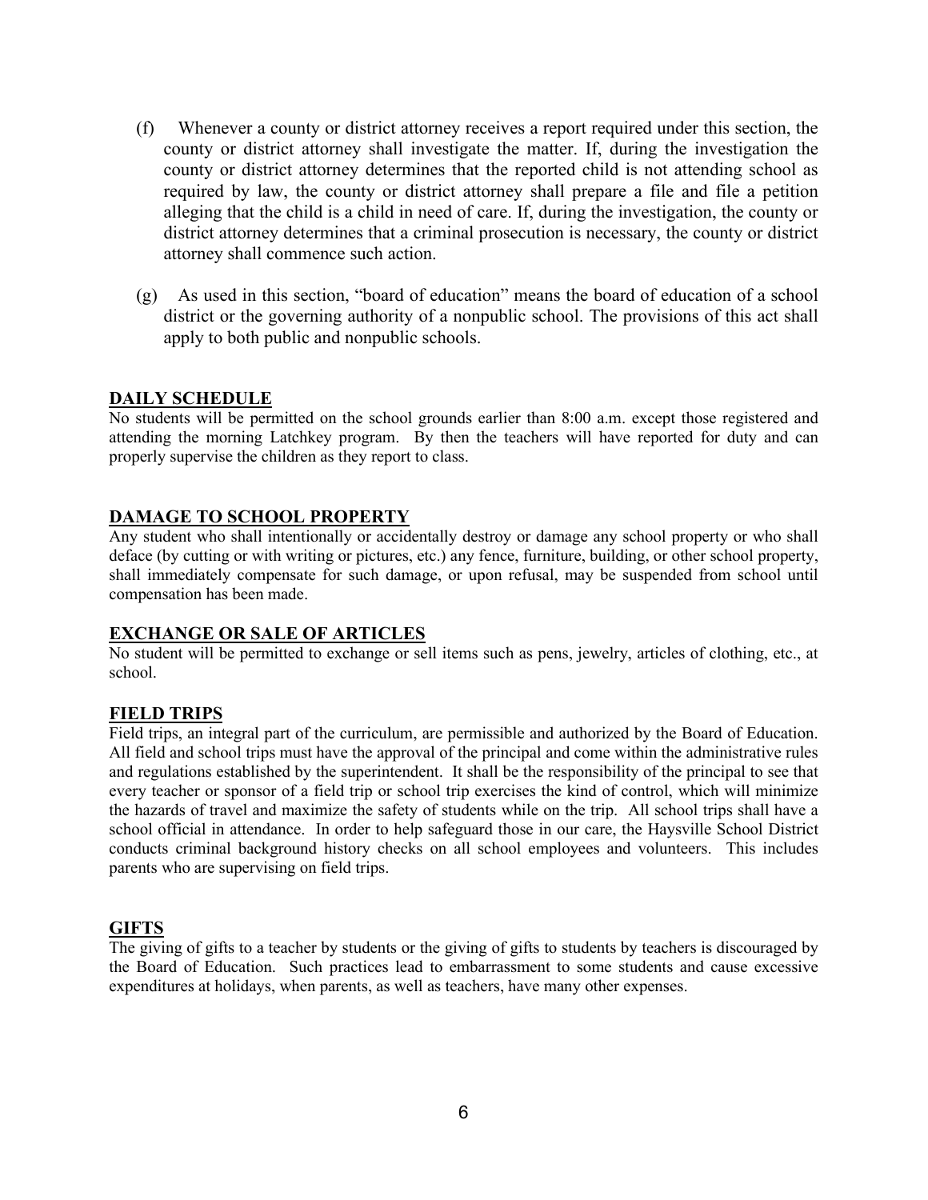(f) Whenever a county or district attorney receives a report required under this section, the county or district attorney shall investigate the matter. If, during the investigation the county or district attorney determines that the reported child is not attending school as required by law, the county or district attorney shall prepare a file and file a petition alleging that the child is a child in need of care. If, during the investigation, the county or district attorney determines that a criminal prosecution is necessary, the county or district attorney shall commence such action.

(g) As used in this section, "board of education" means the board of education of a school district or the governing authority of a nonpublic school. The provisions of this act shall apply to both public and nonpublic schools.

## DAILY SCHEDULE

No students will be permitted on the school grounds earlier than 8:00 a.m. except those registered and attending the morning Latchkey program. By then the teachers will have reported for duty and can properly supervise the children as they report to class.

## DAMAGE TO SCHOOL PROPERTY

Any student who shall intentionally or accidentally destroy or damage any school property or who shall deface (by cutting or with writing or pictures, etc.) any fence, furniture, building, or other school property, shall immediately compensate for such damage, or upon refusal, may be suspended from school until compensation has been made.

## EXCHANGE OR SALE OF ARTICLES

No student will be permitted to exchange or sell items such as pens, jewelry, articles of clothing, etc., at school.

## FIELD TRIPS

Field trips, an integral part of the curriculum, are permissible and authorized by the Board of Education. All field and school trips must have the approval of the principal and come within the administrative rules and regulations established by the superintendent. It shall be the responsibility of the principal to see that every teacher or sponsor of a field trip or school trip exercises the kind of control, which will minimize the hazards of travel and maximize the safety of students while on the trip. All school trips shall have a school official in attendance. In order to help safeguard those in our care, the Haysville School District conducts criminal background history checks on all school employees and volunteers. This includes parents who are supervising on field trips.

## GIFTS

The giving of gifts to a teacher by students or the giving of gifts to students by teachers is discouraged by the Board of Education. Such practices lead to embarrassment to some students and cause excessive expenditures at holidays, when parents, as well as teachers, have many other expenses.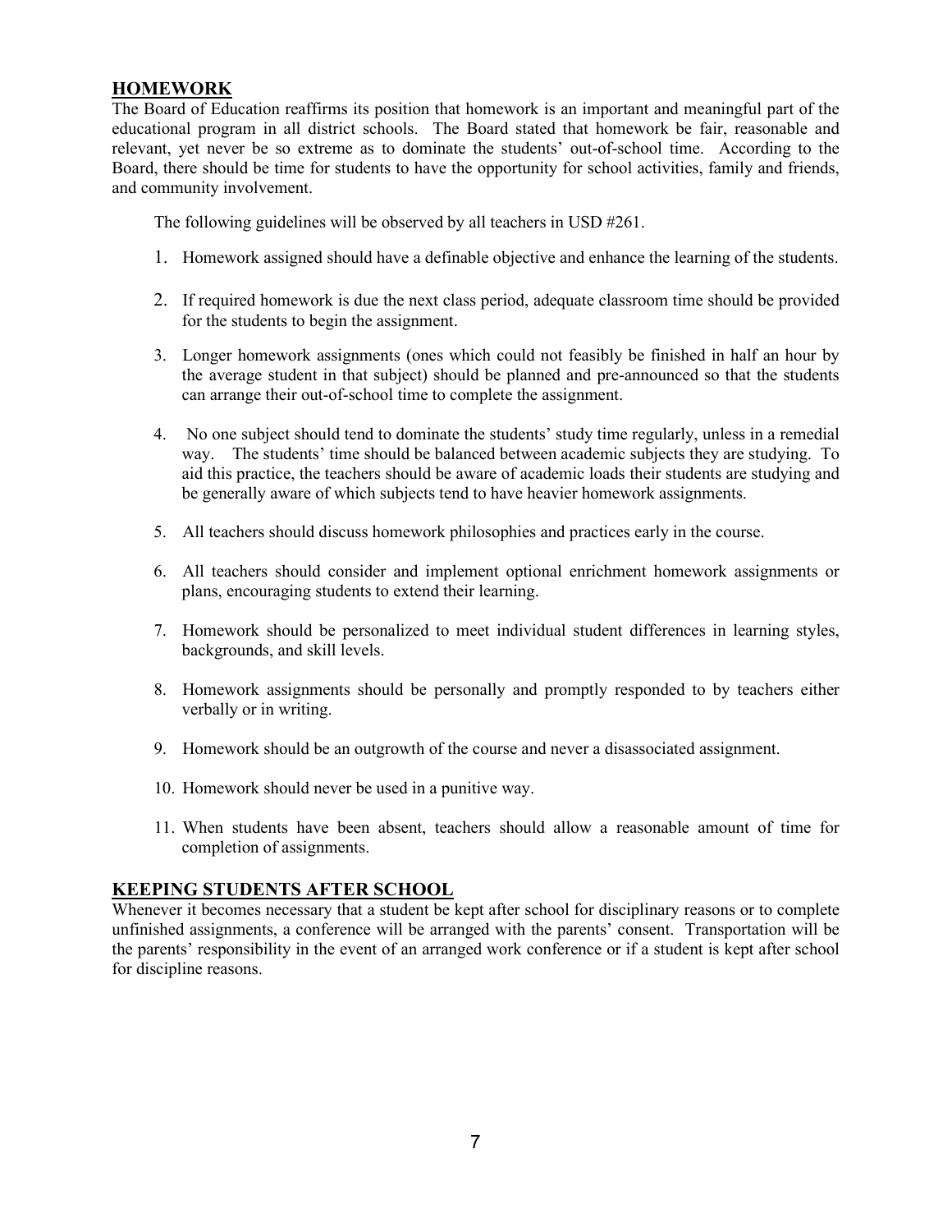## HOMEWORK

The Board of Education reaffirms its position that homework is an important and meaningful part of the educational program in all district schools. The Board stated that homework be fair, reasonable and relevant, yet never be so extreme as to dominate the students' out-of-school time. According to the Board, there should be time for students to have the opportunity for school activities, family and friends, and community involvement.

The following guidelines will be observed by all teachers in USD #261.

1. Homework assigned should have a definable objective and enhance the learning of the students.
2. If required homework is due the next class period, adequate classroom time should be provided for the students to begin the assignment.
3. Longer homework assignments (ones which could not feasibly be finished in half an hour by the average student in that subject) should be planned and pre-announced so that the students can arrange their out-of-school time to complete the assignment.
4. No one subject should tend to dominate the students' study time regularly, unless in a remedial way. The students' time should be balanced between academic subjects they are studying. To aid this practice, the teachers should be aware of academic loads their students are studying and be generally aware of which subjects tend to have heavier homework assignments.
5. All teachers should discuss homework philosophies and practices early in the course.
6. All teachers should consider and implement optional enrichment homework assignments or plans, encouraging students to extend their learning.
7. Homework should be personalized to meet individual student differences in learning styles, backgrounds, and skill levels.
8. Homework assignments should be personally and promptly responded to by teachers either verbally or in writing.
9. Homework should be an outgrowth of the course and never a disassociated assignment.
10. Homework should never be used in a punitive way.
11. When students have been absent, teachers should allow a reasonable amount of time for completion of assignments.

## KEEPING STUDENTS AFTER SCHOOL

Whenever it becomes necessary that a student be kept after school for disciplinary reasons or to complete unfinished assignments, a conference will be arranged with the parents' consent. Transportation will be the parents' responsibility in the event of an arranged work conference or if a student is kept after school for discipline reasons.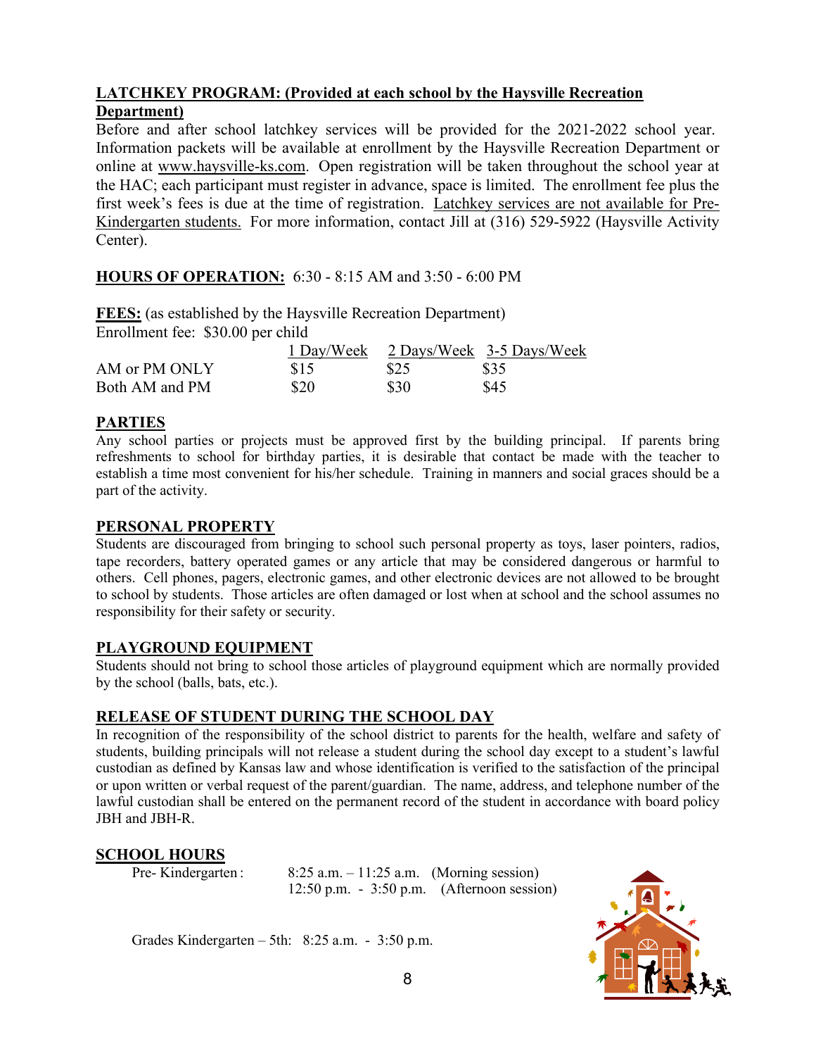**LATCHKEY PROGRAM: (Provided at each school by the Haysville Recreation Department)**

Before and after school latchkey services will be provided for the 2021-2022 school year. Information packets will be available at enrollment by the Haysville Recreation Department or online at www.haysville-ks.com. Open registration will be taken throughout the school year at the HAC; each participant must register in advance, space is limited. The enrollment fee plus the first week's fees is due at the time of registration. Latchkey services are not available for Pre-Kindergarten students. For more information, contact Jill at (316) 529-5922 (Haysville Activity Center).

**HOURS OF OPERATION:** 6:30 - 8:15 AM and 3:50 - 6:00 PM

**FEES:** (as established by the Haysville Recreation Department)

Enrollment fee: $30.00 per child

| | 1 Day/Week | 2 Days/Week | 3-5 Days/Week |
|---|---|---|---|
| AM or PM ONLY | $15 | $25 | $35 |
| Both AM and PM | $20 | $30 | $45 |

**PARTIES**

Any school parties or projects must be approved first by the building principal. If parents bring refreshments to school for birthday parties, it is desirable that contact be made with the teacher to establish a time most convenient for his/her schedule. Training in manners and social graces should be a part of the activity.

**PERSONAL PROPERTY**

Students are discouraged from bringing to school such personal property as toys, laser pointers, radios, tape recorders, battery operated games or any article that may be considered dangerous or harmful to others. Cell phones, pagers, electronic games, and other electronic devices are not allowed to be brought to school by students. Those articles are often damaged or lost when at school and the school assumes no responsibility for their safety or security.

**PLAYGROUND EQUIPMENT**

Students should not bring to school those articles of playground equipment which are normally provided by the school (balls, bats, etc.).

**RELEASE OF STUDENT DURING THE SCHOOL DAY**

In recognition of the responsibility of the school district to parents for the health, welfare and safety of students, building principals will not release a student during the school day except to a student's lawful custodian as defined by Kansas law and whose identification is verified to the satisfaction of the principal or upon written or verbal request of the parent/guardian. The name, address, and telephone number of the lawful custodian shall be entered on the permanent record of the student in accordance with board policy JBH and JBH-R.

**SCHOOL HOURS**

Pre- Kindergarten: 8:25 a.m. – 11:25 a.m. (Morning session)
12:50 p.m. - 3:50 p.m. (Afternoon session)

Grades Kindergarten – 5th: 8:25 a.m. - 3:50 p.m.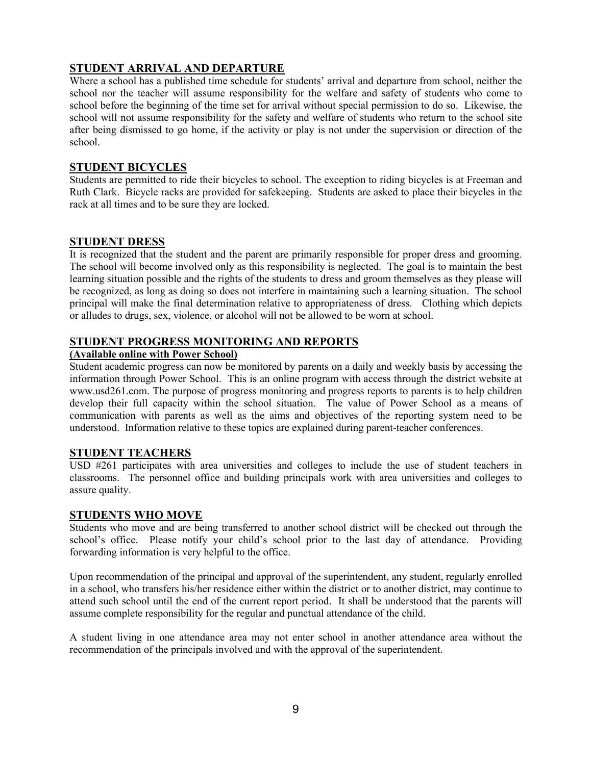## STUDENT ARRIVAL AND DEPARTURE

Where a school has a published time schedule for students' arrival and departure from school, neither the school nor the teacher will assume responsibility for the welfare and safety of students who come to school before the beginning of the time set for arrival without special permission to do so. Likewise, the school will not assume responsibility for the safety and welfare of students who return to the school site after being dismissed to go home, if the activity or play is not under the supervision or direction of the school.

## STUDENT BICYCLES

Students are permitted to ride their bicycles to school. The exception to riding bicycles is at Freeman and Ruth Clark. Bicycle racks are provided for safekeeping. Students are asked to place their bicycles in the rack at all times and to be sure they are locked.

## STUDENT DRESS

It is recognized that the student and the parent are primarily responsible for proper dress and grooming. The school will become involved only as this responsibility is neglected. The goal is to maintain the best learning situation possible and the rights of the students to dress and groom themselves as they please will be recognized, as long as doing so does not interfere in maintaining such a learning situation. The school principal will make the final determination relative to appropriateness of dress. Clothing which depicts or alludes to drugs, sex, violence, or alcohol will not be allowed to be worn at school.

## STUDENT PROGRESS MONITORING AND REPORTS

**(Available online with Power School)**

Student academic progress can now be monitored by parents on a daily and weekly basis by accessing the information through Power School. This is an online program with access through the district website at www.usd261.com. The purpose of progress monitoring and progress reports to parents is to help children develop their full capacity within the school situation. The value of Power School as a means of communication with parents as well as the aims and objectives of the reporting system need to be understood. Information relative to these topics are explained during parent-teacher conferences.

## STUDENT TEACHERS

USD #261 participates with area universities and colleges to include the use of student teachers in classrooms. The personnel office and building principals work with area universities and colleges to assure quality.

## STUDENTS WHO MOVE

Students who move and are being transferred to another school district will be checked out through the school's office. Please notify your child's school prior to the last day of attendance. Providing forwarding information is very helpful to the office.

Upon recommendation of the principal and approval of the superintendent, any student, regularly enrolled in a school, who transfers his/her residence either within the district or to another district, may continue to attend such school until the end of the current report period. It shall be understood that the parents will assume complete responsibility for the regular and punctual attendance of the child.

A student living in one attendance area may not enter school in another attendance area without the recommendation of the principals involved and with the approval of the superintendent.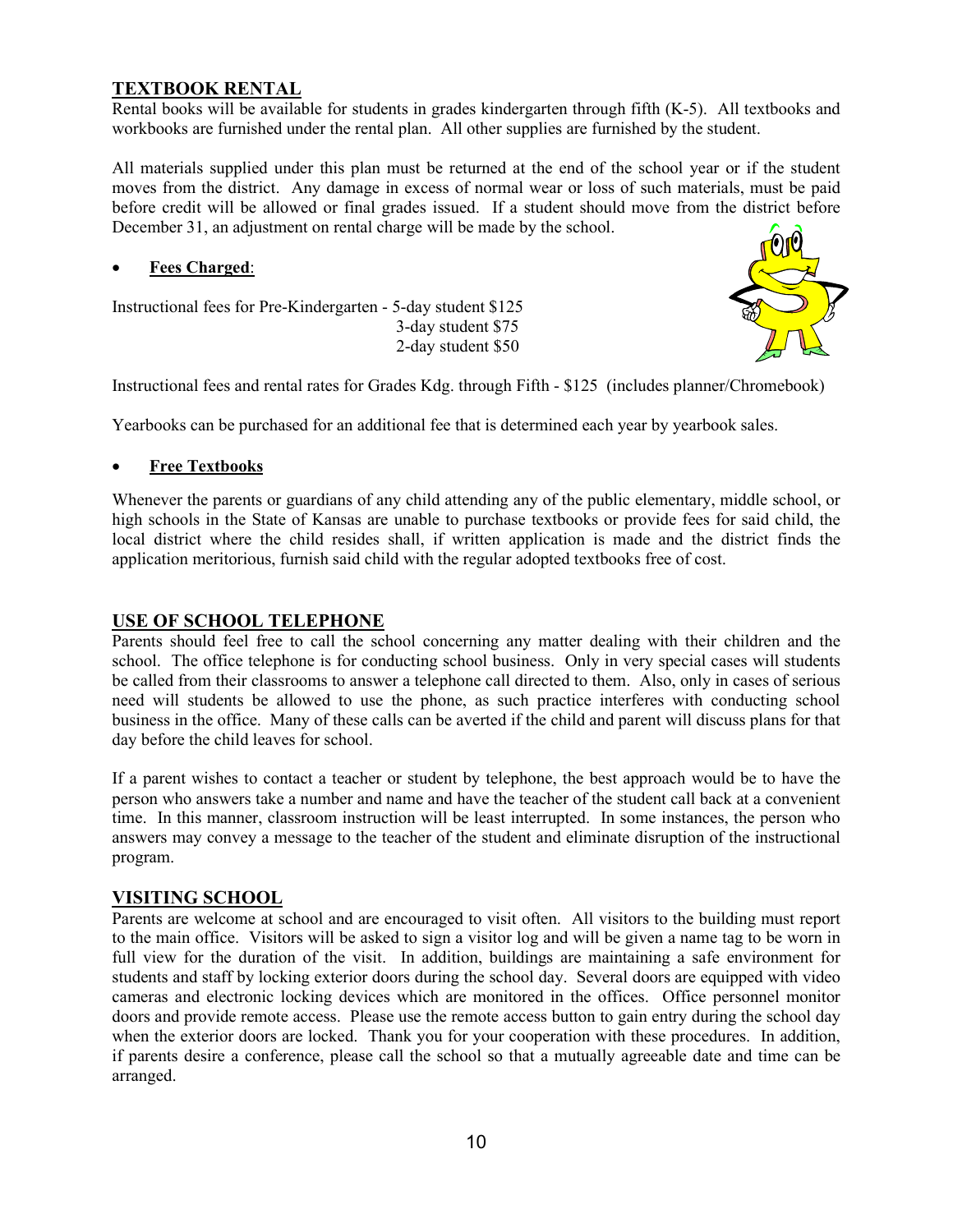## TEXTBOOK RENTAL

Rental books will be available for students in grades kindergarten through fifth (K-5). All textbooks and workbooks are furnished under the rental plan. All other supplies are furnished by the student.

All materials supplied under this plan must be returned at the end of the school year or if the student moves from the district. Any damage in excess of normal wear or loss of such materials, must be paid before credit will be allowed or final grades issued. If a student should move from the district before December 31, an adjustment on rental charge will be made by the school.

- **Fees Charged**:

Instructional fees for Pre-Kindergarten - 5-day student $125
3-day student $75
2-day student $50

Instructional fees and rental rates for Grades Kdg. through Fifth - $125 (includes planner/Chromebook)

Yearbooks can be purchased for an additional fee that is determined each year by yearbook sales.

- **Free Textbooks**

Whenever the parents or guardians of any child attending any of the public elementary, middle school, or high schools in the State of Kansas are unable to purchase textbooks or provide fees for said child, the local district where the child resides shall, if written application is made and the district finds the application meritorious, furnish said child with the regular adopted textbooks free of cost.

## USE OF SCHOOL TELEPHONE

Parents should feel free to call the school concerning any matter dealing with their children and the school. The office telephone is for conducting school business. Only in very special cases will students be called from their classrooms to answer a telephone call directed to them. Also, only in cases of serious need will students be allowed to use the phone, as such practice interferes with conducting school business in the office. Many of these calls can be averted if the child and parent will discuss plans for that day before the child leaves for school.

If a parent wishes to contact a teacher or student by telephone, the best approach would be to have the person who answers take a number and name and have the teacher of the student call back at a convenient time. In this manner, classroom instruction will be least interrupted. In some instances, the person who answers may convey a message to the teacher of the student and eliminate disruption of the instructional program.

## VISITING SCHOOL

Parents are welcome at school and are encouraged to visit often. All visitors to the building must report to the main office. Visitors will be asked to sign a visitor log and will be given a name tag to be worn in full view for the duration of the visit. In addition, buildings are maintaining a safe environment for students and staff by locking exterior doors during the school day. Several doors are equipped with video cameras and electronic locking devices which are monitored in the offices. Office personnel monitor doors and provide remote access. Please use the remote access button to gain entry during the school day when the exterior doors are locked. Thank you for your cooperation with these procedures. In addition, if parents desire a conference, please call the school so that a mutually agreeable date and time can be arranged.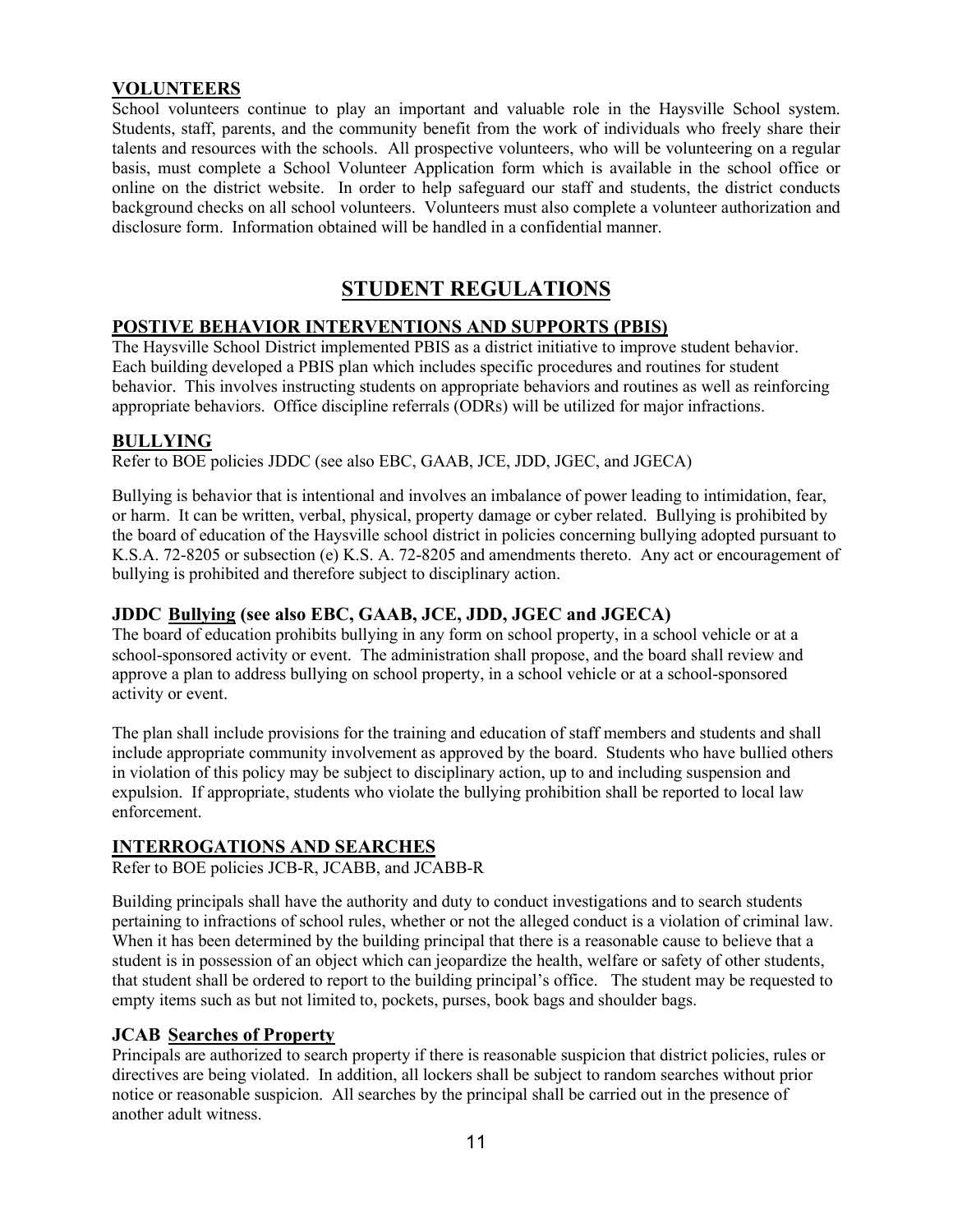## VOLUNTEERS

School volunteers continue to play an important and valuable role in the Haysville School system. Students, staff, parents, and the community benefit from the work of individuals who freely share their talents and resources with the schools. All prospective volunteers, who will be volunteering on a regular basis, must complete a School Volunteer Application form which is available in the school office or online on the district website. In order to help safeguard our staff and students, the district conducts background checks on all school volunteers. Volunteers must also complete a volunteer authorization and disclosure form. Information obtained will be handled in a confidential manner.

# STUDENT REGULATIONS

## POSTIVE BEHAVIOR INTERVENTIONS AND SUPPORTS (PBIS)

The Haysville School District implemented PBIS as a district initiative to improve student behavior. Each building developed a PBIS plan which includes specific procedures and routines for student behavior. This involves instructing students on appropriate behaviors and routines as well as reinforcing appropriate behaviors. Office discipline referrals (ODRs) will be utilized for major infractions.

## BULLYING

Refer to BOE policies JDDC (see also EBC, GAAB, JCE, JDD, JGEC, and JGECA)

Bullying is behavior that is intentional and involves an imbalance of power leading to intimidation, fear, or harm. It can be written, verbal, physical, property damage or cyber related. Bullying is prohibited by the board of education of the Haysville school district in policies concerning bullying adopted pursuant to K.S.A. 72-8205 or subsection (e) K.S. A. 72-8205 and amendments thereto. Any act or encouragement of bullying is prohibited and therefore subject to disciplinary action.

### JDDC Bullying (see also EBC, GAAB, JCE, JDD, JGEC and JGECA)

The board of education prohibits bullying in any form on school property, in a school vehicle or at a school-sponsored activity or event. The administration shall propose, and the board shall review and approve a plan to address bullying on school property, in a school vehicle or at a school-sponsored activity or event.

The plan shall include provisions for the training and education of staff members and students and shall include appropriate community involvement as approved by the board. Students who have bullied others in violation of this policy may be subject to disciplinary action, up to and including suspension and expulsion. If appropriate, students who violate the bullying prohibition shall be reported to local law enforcement.

## INTERROGATIONS AND SEARCHES

Refer to BOE policies JCB-R, JCABB, and JCABB-R

Building principals shall have the authority and duty to conduct investigations and to search students pertaining to infractions of school rules, whether or not the alleged conduct is a violation of criminal law. When it has been determined by the building principal that there is a reasonable cause to believe that a student is in possession of an object which can jeopardize the health, welfare or safety of other students, that student shall be ordered to report to the building principal's office. The student may be requested to empty items such as but not limited to, pockets, purses, book bags and shoulder bags.

### JCAB Searches of Property

Principals are authorized to search property if there is reasonable suspicion that district policies, rules or directives are being violated. In addition, all lockers shall be subject to random searches without prior notice or reasonable suspicion. All searches by the principal shall be carried out in the presence of another adult witness.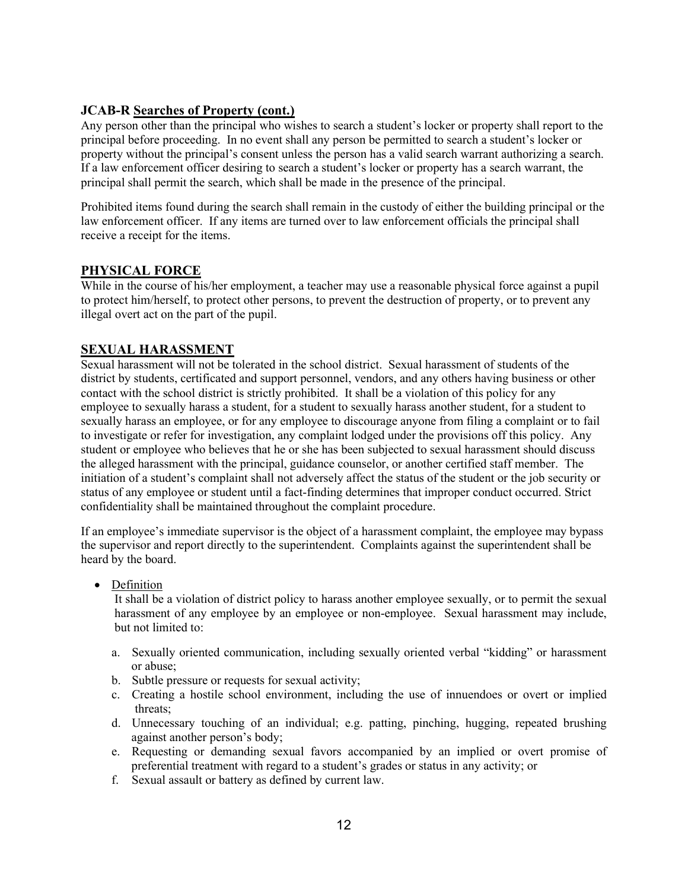### JCAB-R Searches of Property (cont.)

Any person other than the principal who wishes to search a student's locker or property shall report to the principal before proceeding. In no event shall any person be permitted to search a student's locker or property without the principal's consent unless the person has a valid search warrant authorizing a search. If a law enforcement officer desiring to search a student's locker or property has a search warrant, the principal shall permit the search, which shall be made in the presence of the principal.

Prohibited items found during the search shall remain in the custody of either the building principal or the law enforcement officer. If any items are turned over to law enforcement officials the principal shall receive a receipt for the items.

## PHYSICAL FORCE

While in the course of his/her employment, a teacher may use a reasonable physical force against a pupil to protect him/herself, to protect other persons, to prevent the destruction of property, or to prevent any illegal overt act on the part of the pupil.

## SEXUAL HARASSMENT

Sexual harassment will not be tolerated in the school district. Sexual harassment of students of the district by students, certificated and support personnel, vendors, and any others having business or other contact with the school district is strictly prohibited. It shall be a violation of this policy for any employee to sexually harass a student, for a student to sexually harass another student, for a student to sexually harass an employee, or for any employee to discourage anyone from filing a complaint or to fail to investigate or refer for investigation, any complaint lodged under the provisions off this policy. Any student or employee who believes that he or she has been subjected to sexual harassment should discuss the alleged harassment with the principal, guidance counselor, or another certified staff member. The initiation of a student's complaint shall not adversely affect the status of the student or the job security or status of any employee or student until a fact-finding determines that improper conduct occurred. Strict confidentiality shall be maintained throughout the complaint procedure.

If an employee's immediate supervisor is the object of a harassment complaint, the employee may bypass the supervisor and report directly to the superintendent. Complaints against the superintendent shall be heard by the board.

- Definition

  It shall be a violation of district policy to harass another employee sexually, or to permit the sexual harassment of any employee by an employee or non-employee. Sexual harassment may include, but not limited to:

  a. Sexually oriented communication, including sexually oriented verbal "kidding" or harassment or abuse;
  b. Subtle pressure or requests for sexual activity;
  c. Creating a hostile school environment, including the use of innuendoes or overt or implied threats;
  d. Unnecessary touching of an individual; e.g. patting, pinching, hugging, repeated brushing against another person's body;
  e. Requesting or demanding sexual favors accompanied by an implied or overt promise of preferential treatment with regard to a student's grades or status in any activity; or
  f. Sexual assault or battery as defined by current law.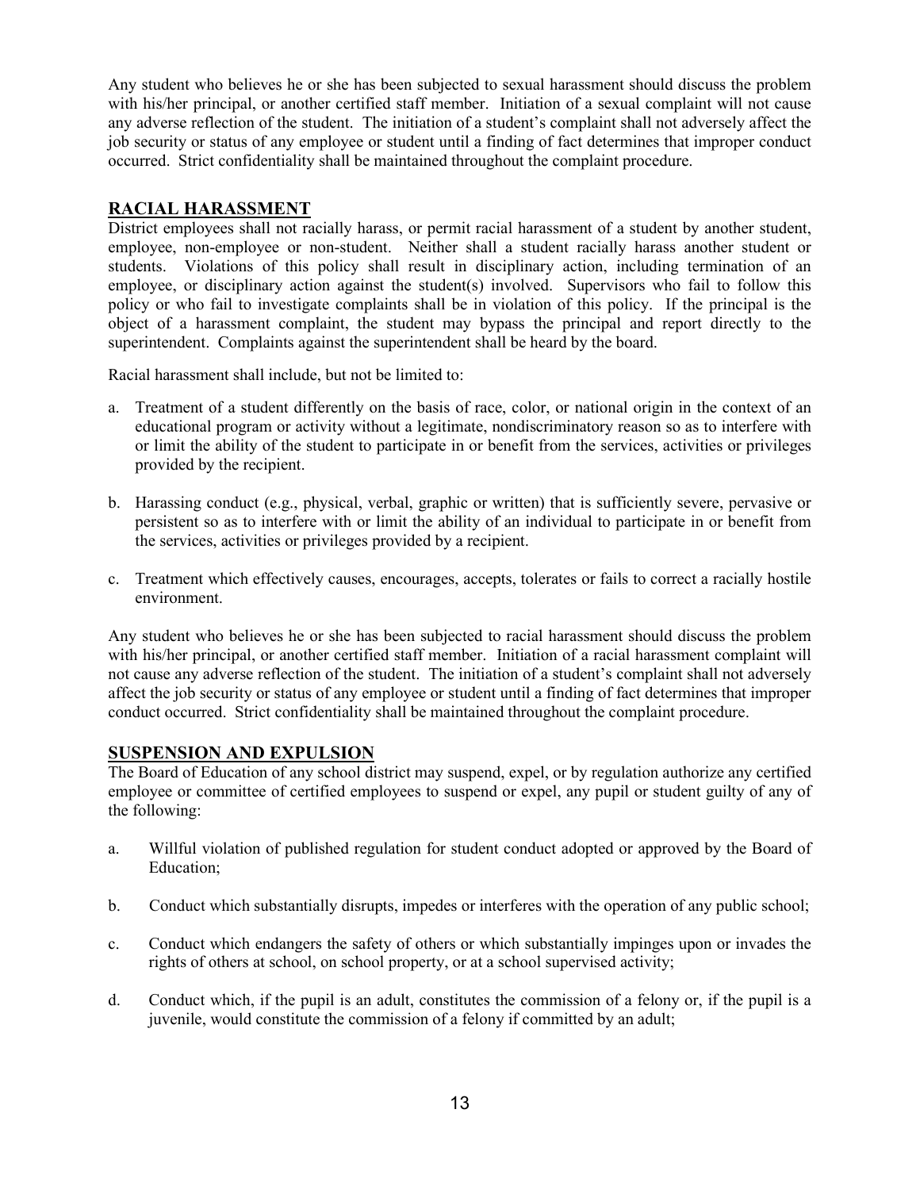Any student who believes he or she has been subjected to sexual harassment should discuss the problem with his/her principal, or another certified staff member. Initiation of a sexual complaint will not cause any adverse reflection of the student. The initiation of a student's complaint shall not adversely affect the job security or status of any employee or student until a finding of fact determines that improper conduct occurred. Strict confidentiality shall be maintained throughout the complaint procedure.

## RACIAL HARASSMENT

District employees shall not racially harass, or permit racial harassment of a student by another student, employee, non-employee or non-student. Neither shall a student racially harass another student or students. Violations of this policy shall result in disciplinary action, including termination of an employee, or disciplinary action against the student(s) involved. Supervisors who fail to follow this policy or who fail to investigate complaints shall be in violation of this policy. If the principal is the object of a harassment complaint, the student may bypass the principal and report directly to the superintendent. Complaints against the superintendent shall be heard by the board.

Racial harassment shall include, but not be limited to:

a. Treatment of a student differently on the basis of race, color, or national origin in the context of an educational program or activity without a legitimate, nondiscriminatory reason so as to interfere with or limit the ability of the student to participate in or benefit from the services, activities or privileges provided by the recipient.

b. Harassing conduct (e.g., physical, verbal, graphic or written) that is sufficiently severe, pervasive or persistent so as to interfere with or limit the ability of an individual to participate in or benefit from the services, activities or privileges provided by a recipient.

c. Treatment which effectively causes, encourages, accepts, tolerates or fails to correct a racially hostile environment.

Any student who believes he or she has been subjected to racial harassment should discuss the problem with his/her principal, or another certified staff member. Initiation of a racial harassment complaint will not cause any adverse reflection of the student. The initiation of a student's complaint shall not adversely affect the job security or status of any employee or student until a finding of fact determines that improper conduct occurred. Strict confidentiality shall be maintained throughout the complaint procedure.

## SUSPENSION AND EXPULSION

The Board of Education of any school district may suspend, expel, or by regulation authorize any certified employee or committee of certified employees to suspend or expel, any pupil or student guilty of any of the following:

a. Willful violation of published regulation for student conduct adopted or approved by the Board of Education;

b. Conduct which substantially disrupts, impedes or interferes with the operation of any public school;

c. Conduct which endangers the safety of others or which substantially impinges upon or invades the rights of others at school, on school property, or at a school supervised activity;

d. Conduct which, if the pupil is an adult, constitutes the commission of a felony or, if the pupil is a juvenile, would constitute the commission of a felony if committed by an adult;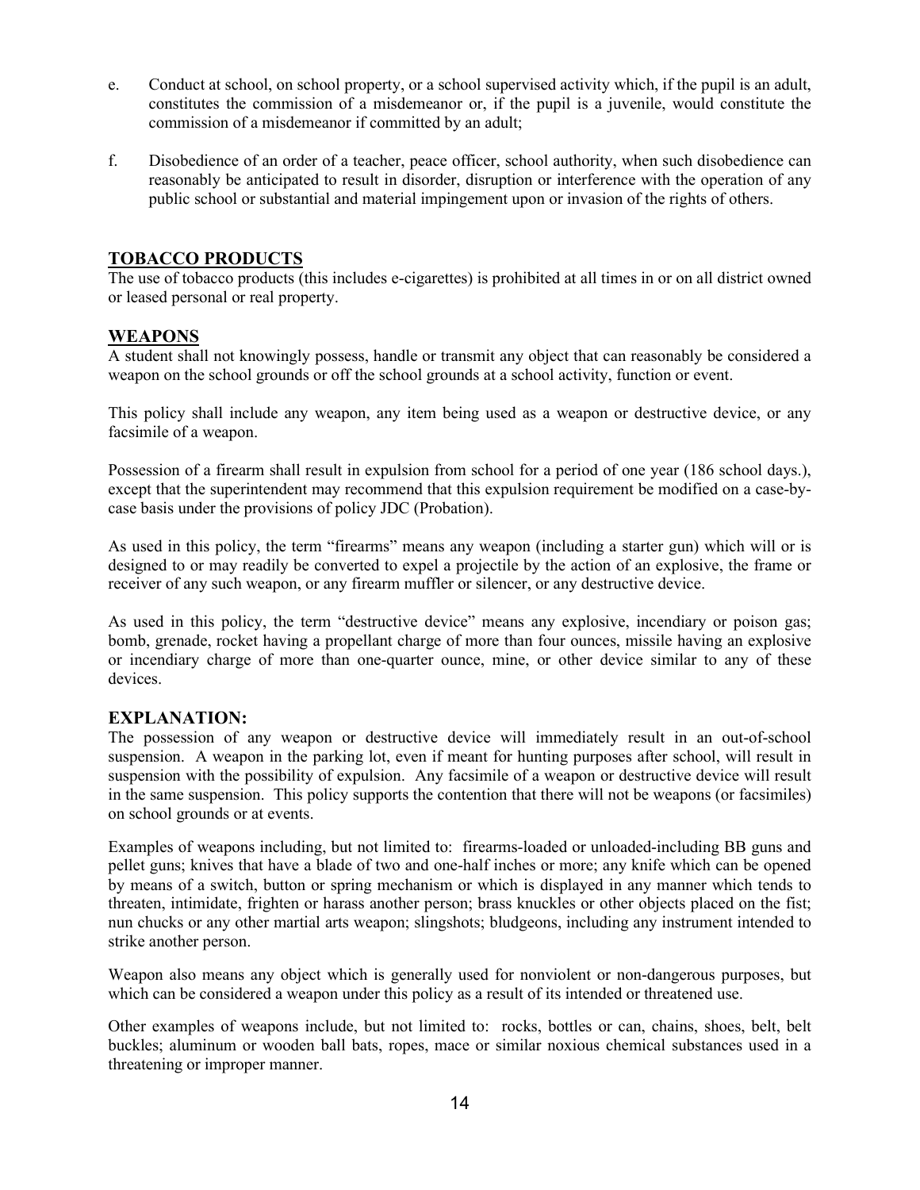e. Conduct at school, on school property, or a school supervised activity which, if the pupil is an adult, constitutes the commission of a misdemeanor or, if the pupil is a juvenile, would constitute the commission of a misdemeanor if committed by an adult;

f. Disobedience of an order of a teacher, peace officer, school authority, when such disobedience can reasonably be anticipated to result in disorder, disruption or interference with the operation of any public school or substantial and material impingement upon or invasion of the rights of others.

## TOBACCO PRODUCTS

The use of tobacco products (this includes e-cigarettes) is prohibited at all times in or on all district owned or leased personal or real property.

## WEAPONS

A student shall not knowingly possess, handle or transmit any object that can reasonably be considered a weapon on the school grounds or off the school grounds at a school activity, function or event.

This policy shall include any weapon, any item being used as a weapon or destructive device, or any facsimile of a weapon.

Possession of a firearm shall result in expulsion from school for a period of one year (186 school days.), except that the superintendent may recommend that this expulsion requirement be modified on a case-by-case basis under the provisions of policy JDC (Probation).

As used in this policy, the term "firearms" means any weapon (including a starter gun) which will or is designed to or may readily be converted to expel a projectile by the action of an explosive, the frame or receiver of any such weapon, or any firearm muffler or silencer, or any destructive device.

As used in this policy, the term "destructive device" means any explosive, incendiary or poison gas; bomb, grenade, rocket having a propellant charge of more than four ounces, missile having an explosive or incendiary charge of more than one-quarter ounce, mine, or other device similar to any of these devices.

## EXPLANATION:

The possession of any weapon or destructive device will immediately result in an out-of-school suspension. A weapon in the parking lot, even if meant for hunting purposes after school, will result in suspension with the possibility of expulsion. Any facsimile of a weapon or destructive device will result in the same suspension. This policy supports the contention that there will not be weapons (or facsimiles) on school grounds or at events.

Examples of weapons including, but not limited to: firearms-loaded or unloaded-including BB guns and pellet guns; knives that have a blade of two and one-half inches or more; any knife which can be opened by means of a switch, button or spring mechanism or which is displayed in any manner which tends to threaten, intimidate, frighten or harass another person; brass knuckles or other objects placed on the fist; nun chucks or any other martial arts weapon; slingshots; bludgeons, including any instrument intended to strike another person.

Weapon also means any object which is generally used for nonviolent or non-dangerous purposes, but which can be considered a weapon under this policy as a result of its intended or threatened use.

Other examples of weapons include, but not limited to: rocks, bottles or can, chains, shoes, belt, belt buckles; aluminum or wooden ball bats, ropes, mace or similar noxious chemical substances used in a threatening or improper manner.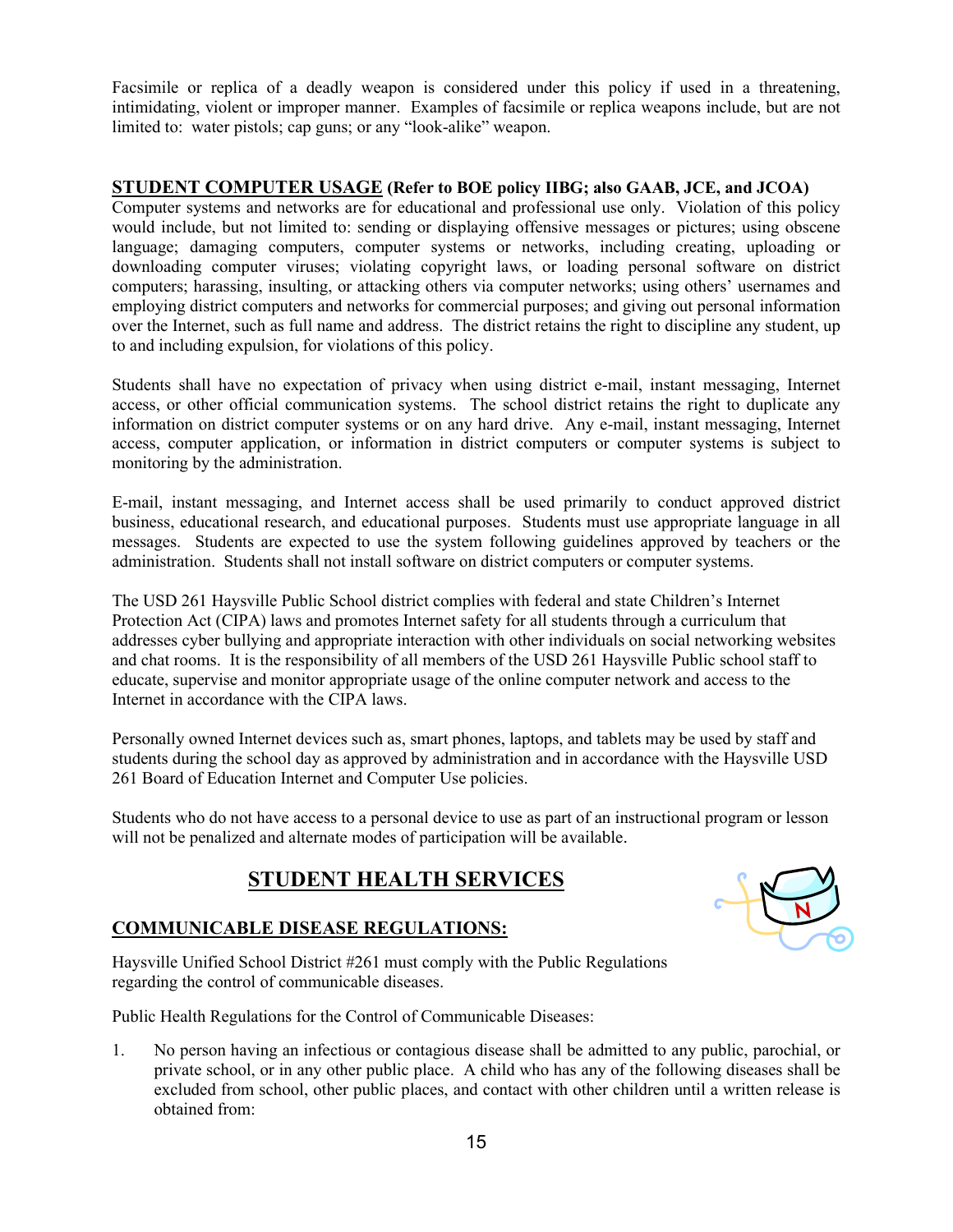Facsimile or replica of a deadly weapon is considered under this policy if used in a threatening, intimidating, violent or improper manner. Examples of facsimile or replica weapons include, but are not limited to: water pistols; cap guns; or any "look-alike" weapon.

## STUDENT COMPUTER USAGE (Refer to BOE policy IIBG; also GAAB, JCE, and JCOA)

Computer systems and networks are for educational and professional use only. Violation of this policy would include, but not limited to: sending or displaying offensive messages or pictures; using obscene language; damaging computers, computer systems or networks, including creating, uploading or downloading computer viruses; violating copyright laws, or loading personal software on district computers; harassing, insulting, or attacking others via computer networks; using others' usernames and employing district computers and networks for commercial purposes; and giving out personal information over the Internet, such as full name and address. The district retains the right to discipline any student, up to and including expulsion, for violations of this policy.

Students shall have no expectation of privacy when using district e-mail, instant messaging, Internet access, or other official communication systems. The school district retains the right to duplicate any information on district computer systems or on any hard drive. Any e-mail, instant messaging, Internet access, computer application, or information in district computers or computer systems is subject to monitoring by the administration.

E-mail, instant messaging, and Internet access shall be used primarily to conduct approved district business, educational research, and educational purposes. Students must use appropriate language in all messages. Students are expected to use the system following guidelines approved by teachers or the administration. Students shall not install software on district computers or computer systems.

The USD 261 Haysville Public School district complies with federal and state Children's Internet Protection Act (CIPA) laws and promotes Internet safety for all students through a curriculum that addresses cyber bullying and appropriate interaction with other individuals on social networking websites and chat rooms. It is the responsibility of all members of the USD 261 Haysville Public school staff to educate, supervise and monitor appropriate usage of the online computer network and access to the Internet in accordance with the CIPA laws.

Personally owned Internet devices such as, smart phones, laptops, and tablets may be used by staff and students during the school day as approved by administration and in accordance with the Haysville USD 261 Board of Education Internet and Computer Use policies.

Students who do not have access to a personal device to use as part of an instructional program or lesson will not be penalized and alternate modes of participation will be available.

# STUDENT HEALTH SERVICES

## COMMUNICABLE DISEASE REGULATIONS:

Haysville Unified School District #261 must comply with the Public Regulations regarding the control of communicable diseases.

Public Health Regulations for the Control of Communicable Diseases:

1. No person having an infectious or contagious disease shall be admitted to any public, parochial, or private school, or in any other public place. A child who has any of the following diseases shall be excluded from school, other public places, and contact with other children until a written release is obtained from: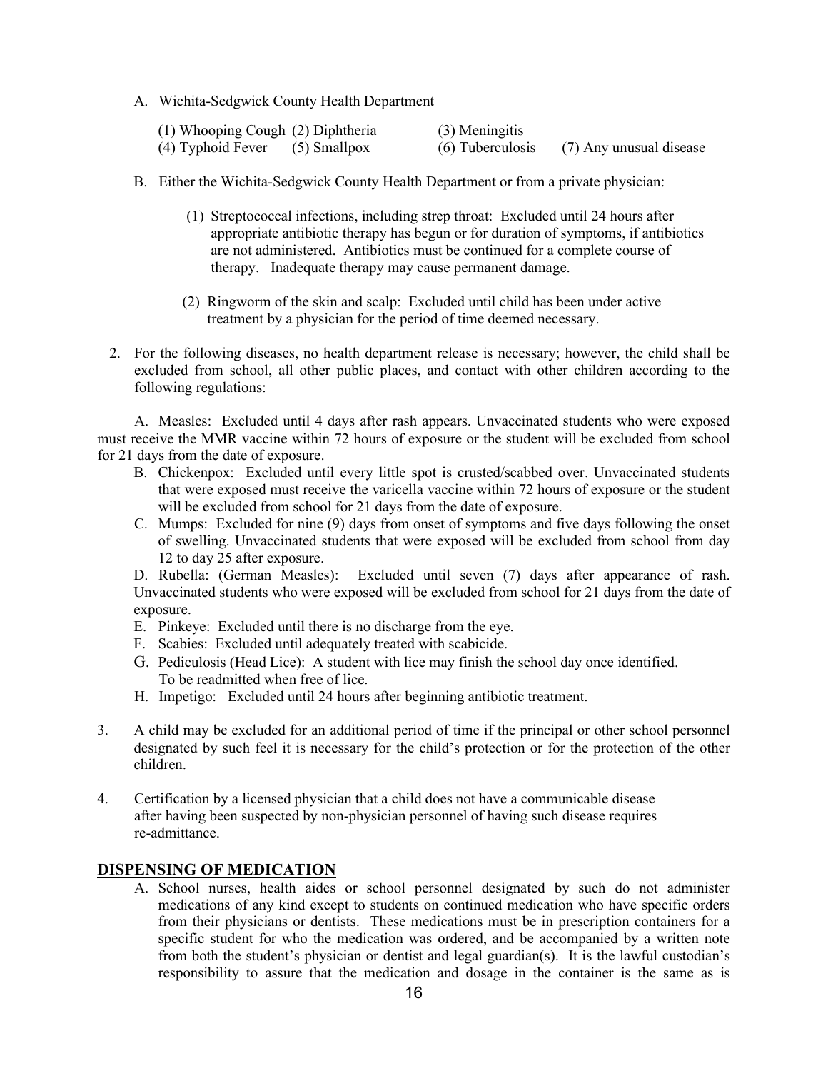A. Wichita-Sedgwick County Health Department

(1) Whooping Cough (2) Diphtheria (3) Meningitis
(4) Typhoid Fever (5) Smallpox (6) Tuberculosis (7) Any unusual disease

B. Either the Wichita-Sedgwick County Health Department or from a private physician:

(1) Streptococcal infections, including strep throat: Excluded until 24 hours after appropriate antibiotic therapy has begun or for duration of symptoms, if antibiotics are not administered. Antibiotics must be continued for a complete course of therapy. Inadequate therapy may cause permanent damage.

(2) Ringworm of the skin and scalp: Excluded until child has been under active treatment by a physician for the period of time deemed necessary.

2. For the following diseases, no health department release is necessary; however, the child shall be excluded from school, all other public places, and contact with other children according to the following regulations:

A. Measles: Excluded until 4 days after rash appears. Unvaccinated students who were exposed must receive the MMR vaccine within 72 hours of exposure or the student will be excluded from school for 21 days from the date of exposure.

B. Chickenpox: Excluded until every little spot is crusted/scabbed over. Unvaccinated students that were exposed must receive the varicella vaccine within 72 hours of exposure or the student will be excluded from school for 21 days from the date of exposure.

C. Mumps: Excluded for nine (9) days from onset of symptoms and five days following the onset of swelling. Unvaccinated students that were exposed will be excluded from school from day 12 to day 25 after exposure.

D. Rubella: (German Measles): Excluded until seven (7) days after appearance of rash. Unvaccinated students who were exposed will be excluded from school for 21 days from the date of exposure.

E. Pinkeye: Excluded until there is no discharge from the eye.

F. Scabies: Excluded until adequately treated with scabicide.

G. Pediculosis (Head Lice): A student with lice may finish the school day once identified. To be readmitted when free of lice.

H. Impetigo: Excluded until 24 hours after beginning antibiotic treatment.

3. A child may be excluded for an additional period of time if the principal or other school personnel designated by such feel it is necessary for the child's protection or for the protection of the other children.

4. Certification by a licensed physician that a child does not have a communicable disease after having been suspected by non-physician personnel of having such disease requires re-admittance.

## DISPENSING OF MEDICATION

A. School nurses, health aides or school personnel designated by such do not administer medications of any kind except to students on continued medication who have specific orders from their physicians or dentists. These medications must be in prescription containers for a specific student for who the medication was ordered, and be accompanied by a written note from both the student's physician or dentist and legal guardian(s). It is the lawful custodian's responsibility to assure that the medication and dosage in the container is the same as is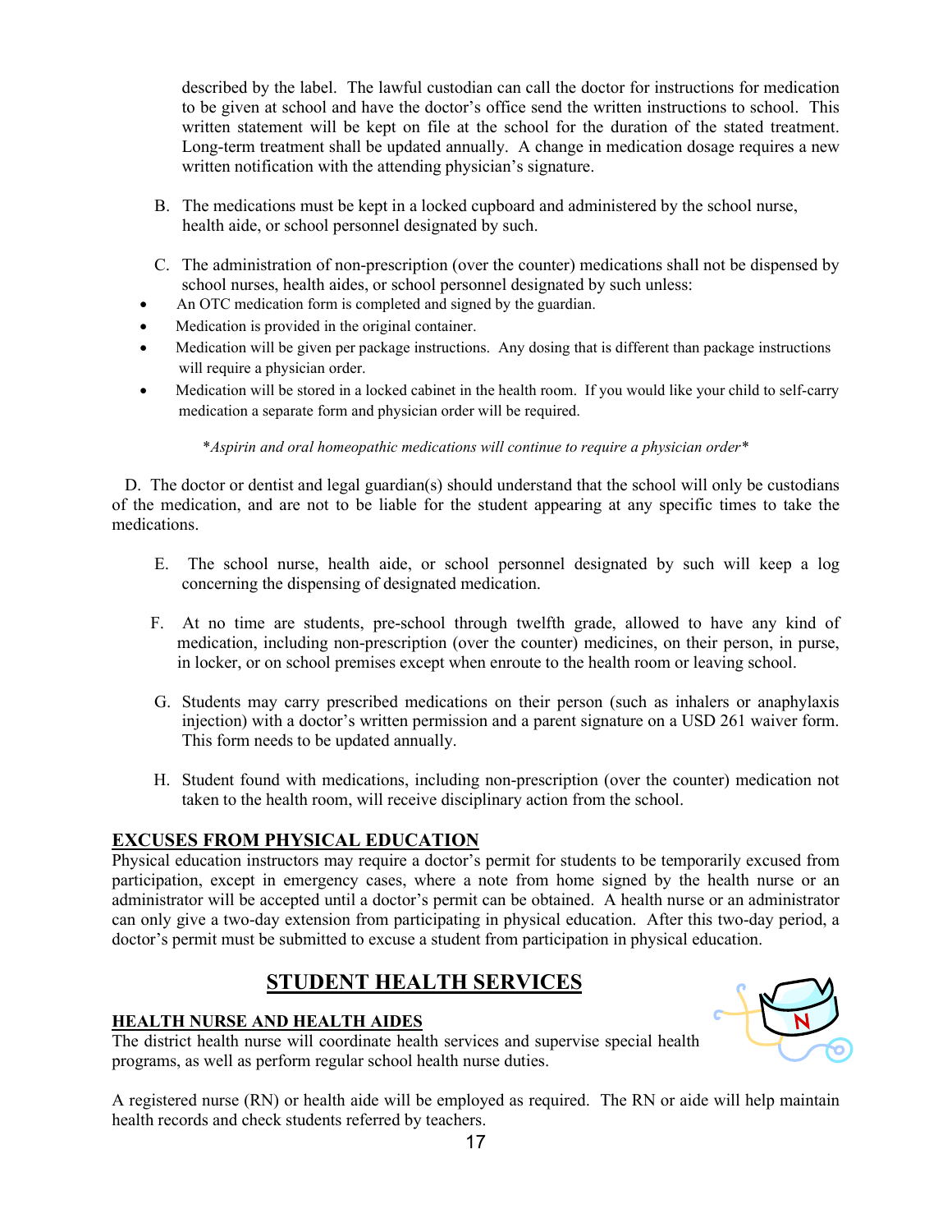described by the label. The lawful custodian can call the doctor for instructions for medication to be given at school and have the doctor's office send the written instructions to school. This written statement will be kept on file at the school for the duration of the stated treatment. Long-term treatment shall be updated annually. A change in medication dosage requires a new written notification with the attending physician's signature.

B. The medications must be kept in a locked cupboard and administered by the school nurse, health aide, or school personnel designated by such.

C. The administration of non-prescription (over the counter) medications shall not be dispensed by school nurses, health aides, or school personnel designated by such unless:

- An OTC medication form is completed and signed by the guardian.
- Medication is provided in the original container.
- Medication will be given per package instructions. Any dosing that is different than package instructions will require a physician order.
- Medication will be stored in a locked cabinet in the health room. If you would like your child to self-carry medication a separate form and physician order will be required.

*\*Aspirin and oral homeopathic medications will continue to require a physician order\**

D. The doctor or dentist and legal guardian(s) should understand that the school will only be custodians of the medication, and are not to be liable for the student appearing at any specific times to take the medications.

E. The school nurse, health aide, or school personnel designated by such will keep a log concerning the dispensing of designated medication.

F. At no time are students, pre-school through twelfth grade, allowed to have any kind of medication, including non-prescription (over the counter) medicines, on their person, in purse, in locker, or on school premises except when enroute to the health room or leaving school.

G. Students may carry prescribed medications on their person (such as inhalers or anaphylaxis injection) with a doctor's written permission and a parent signature on a USD 261 waiver form. This form needs to be updated annually.

H. Student found with medications, including non-prescription (over the counter) medication not taken to the health room, will receive disciplinary action from the school.

### EXCUSES FROM PHYSICAL EDUCATION

Physical education instructors may require a doctor's permit for students to be temporarily excused from participation, except in emergency cases, where a note from home signed by the health nurse or an administrator will be accepted until a doctor's permit can be obtained. A health nurse or an administrator can only give a two-day extension from participating in physical education. After this two-day period, a doctor's permit must be submitted to excuse a student from participation in physical education.

## STUDENT HEALTH SERVICES

### HEALTH NURSE AND HEALTH AIDES

The district health nurse will coordinate health services and supervise special health programs, as well as perform regular school health nurse duties.

A registered nurse (RN) or health aide will be employed as required. The RN or aide will help maintain health records and check students referred by teachers.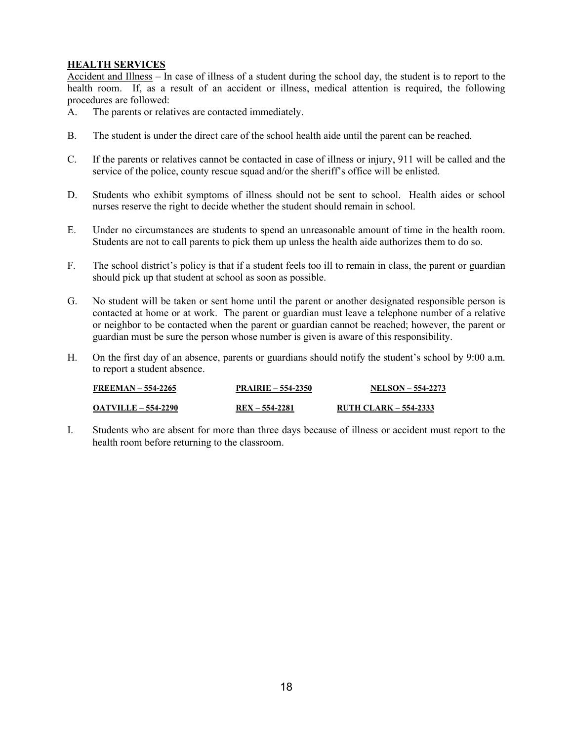## HEALTH SERVICES

Accident and Illness – In case of illness of a student during the school day, the student is to report to the health room. If, as a result of an accident or illness, medical attention is required, the following procedures are followed:

A. The parents or relatives are contacted immediately.

B. The student is under the direct care of the school health aide until the parent can be reached.

C. If the parents or relatives cannot be contacted in case of illness or injury, 911 will be called and the service of the police, county rescue squad and/or the sheriff's office will be enlisted.

D. Students who exhibit symptoms of illness should not be sent to school. Health aides or school nurses reserve the right to decide whether the student should remain in school.

E. Under no circumstances are students to spend an unreasonable amount of time in the health room. Students are not to call parents to pick them up unless the health aide authorizes them to do so.

F. The school district's policy is that if a student feels too ill to remain in class, the parent or guardian should pick up that student at school as soon as possible.

G. No student will be taken or sent home until the parent or another designated responsible person is contacted at home or at work. The parent or guardian must leave a telephone number of a relative or neighbor to be contacted when the parent or guardian cannot be reached; however, the parent or guardian must be sure the person whose number is given is aware of this responsibility.

H. On the first day of an absence, parents or guardians should notify the student's school by 9:00 a.m. to report a student absence.

| **FREEMAN – 554-2265** | **PRAIRIE – 554-2350** | **NELSON – 554-2273** |
|---|---|---|
| **OATVILLE – 554-2290** | **REX – 554-2281** | **RUTH CLARK – 554-2333** |

I. Students who are absent for more than three days because of illness or accident must report to the health room before returning to the classroom.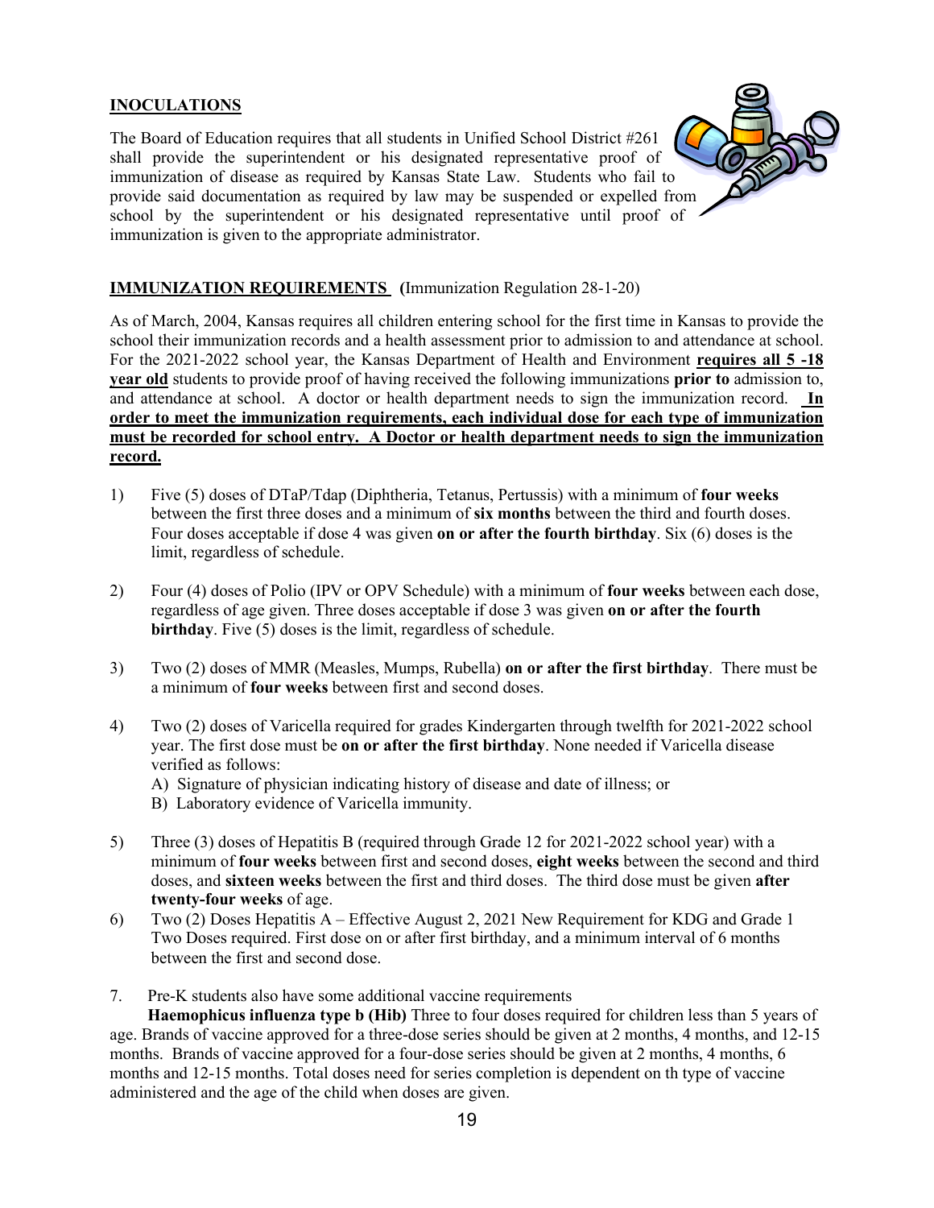## INOCULATIONS

The Board of Education requires that all students in Unified School District #261 shall provide the superintendent or his designated representative proof of immunization of disease as required by Kansas State Law. Students who fail to provide said documentation as required by law may be suspended or expelled from school by the superintendent or his designated representative until proof of immunization is given to the appropriate administrator.

## IMMUNIZATION REQUIREMENTS (Immunization Regulation 28-1-20)

As of March, 2004, Kansas requires all children entering school for the first time in Kansas to provide the school their immunization records and a health assessment prior to admission to and attendance at school. For the 2021-2022 school year, the Kansas Department of Health and Environment **requires all 5 -18 year old** students to provide proof of having received the following immunizations **prior to** admission to, and attendance at school. A doctor or health department needs to sign the immunization record. **In order to meet the immunization requirements, each individual dose for each type of immunization must be recorded for school entry. A Doctor or health department needs to sign the immunization record.**

1) Five (5) doses of DTaP/Tdap (Diphtheria, Tetanus, Pertussis) with a minimum of **four weeks** between the first three doses and a minimum of **six months** between the third and fourth doses. Four doses acceptable if dose 4 was given **on or after the fourth birthday**. Six (6) doses is the limit, regardless of schedule.

2) Four (4) doses of Polio (IPV or OPV Schedule) with a minimum of **four weeks** between each dose, regardless of age given. Three doses acceptable if dose 3 was given **on or after the fourth birthday**. Five (5) doses is the limit, regardless of schedule.

3) Two (2) doses of MMR (Measles, Mumps, Rubella) **on or after the first birthday**. There must be a minimum of **four weeks** between first and second doses.

4) Two (2) doses of Varicella required for grades Kindergarten through twelfth for 2021-2022 school year. The first dose must be **on or after the first birthday**. None needed if Varicella disease verified as follows:
   A) Signature of physician indicating history of disease and date of illness; or
   B) Laboratory evidence of Varicella immunity.

5) Three (3) doses of Hepatitis B (required through Grade 12 for 2021-2022 school year) with a minimum of **four weeks** between first and second doses, **eight weeks** between the second and third doses, and **sixteen weeks** between the first and third doses. The third dose must be given **after twenty-four weeks** of age.

6) Two (2) Doses Hepatitis A – Effective August 2, 2021 New Requirement for KDG and Grade 1 Two Doses required. First dose on or after first birthday, and a minimum interval of 6 months between the first and second dose.

7. Pre-K students also have some additional vaccine requirements

**Haemophicus influenza type b (Hib)** Three to four doses required for children less than 5 years of age. Brands of vaccine approved for a three-dose series should be given at 2 months, 4 months, and 12-15 months. Brands of vaccine approved for a four-dose series should be given at 2 months, 4 months, 6 months and 12-15 months. Total doses need for series completion is dependent on th type of vaccine administered and the age of the child when doses are given.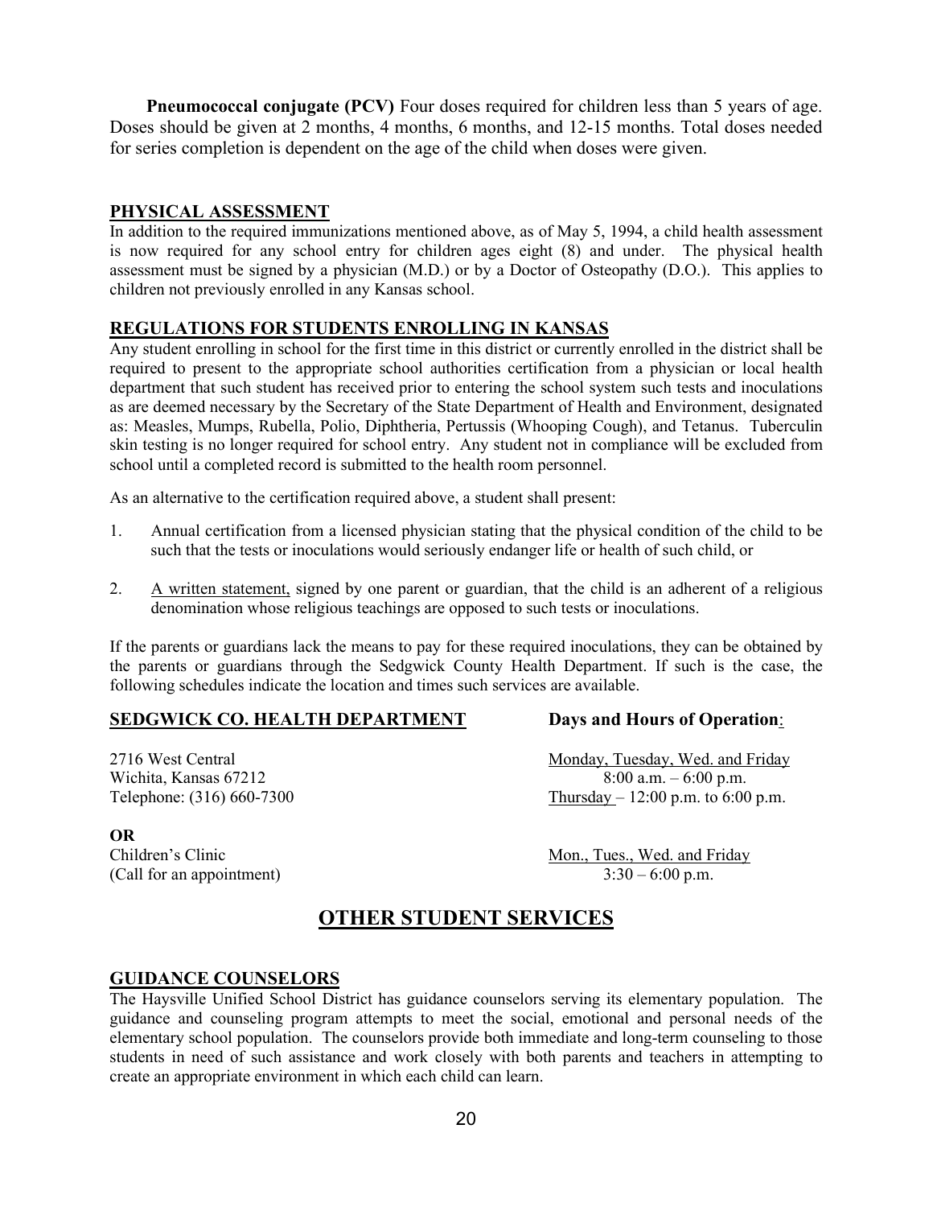**Pneumococcal conjugate (PCV)** Four doses required for children less than 5 years of age. Doses should be given at 2 months, 4 months, 6 months, and 12-15 months. Total doses needed for series completion is dependent on the age of the child when doses were given.

## PHYSICAL ASSESSMENT

In addition to the required immunizations mentioned above, as of May 5, 1994, a child health assessment is now required for any school entry for children ages eight (8) and under. The physical health assessment must be signed by a physician (M.D.) or by a Doctor of Osteopathy (D.O.). This applies to children not previously enrolled in any Kansas school.

## REGULATIONS FOR STUDENTS ENROLLING IN KANSAS

Any student enrolling in school for the first time in this district or currently enrolled in the district shall be required to present to the appropriate school authorities certification from a physician or local health department that such student has received prior to entering the school system such tests and inoculations as are deemed necessary by the Secretary of the State Department of Health and Environment, designated as: Measles, Mumps, Rubella, Polio, Diphtheria, Pertussis (Whooping Cough), and Tetanus. Tuberculin skin testing is no longer required for school entry. Any student not in compliance will be excluded from school until a completed record is submitted to the health room personnel.

As an alternative to the certification required above, a student shall present:

1. Annual certification from a licensed physician stating that the physical condition of the child to be such that the tests or inoculations would seriously endanger life or health of such child, or
2. A written statement, signed by one parent or guardian, that the child is an adherent of a religious denomination whose religious teachings are opposed to such tests or inoculations.

If the parents or guardians lack the means to pay for these required inoculations, they can be obtained by the parents or guardians through the Sedgwick County Health Department. If such is the case, the following schedules indicate the location and times such services are available.

| **SEDGWICK CO. HEALTH DEPARTMENT** | **Days and Hours of Operation:** |
|---|---|
| 2716 West Central<br>Wichita, Kansas 67212<br>Telephone: (316) 660-7300 | Monday, Tuesday, Wed. and Friday<br>8:00 a.m. – 6:00 p.m.<br>Thursday – 12:00 p.m. to 6:00 p.m. |
| **OR**<br>Children's Clinic<br>(Call for an appointment) | Mon., Tues., Wed. and Friday<br>3:30 – 6:00 p.m. |

# OTHER STUDENT SERVICES

## GUIDANCE COUNSELORS

The Haysville Unified School District has guidance counselors serving its elementary population. The guidance and counseling program attempts to meet the social, emotional and personal needs of the elementary school population. The counselors provide both immediate and long-term counseling to those students in need of such assistance and work closely with both parents and teachers in attempting to create an appropriate environment in which each child can learn.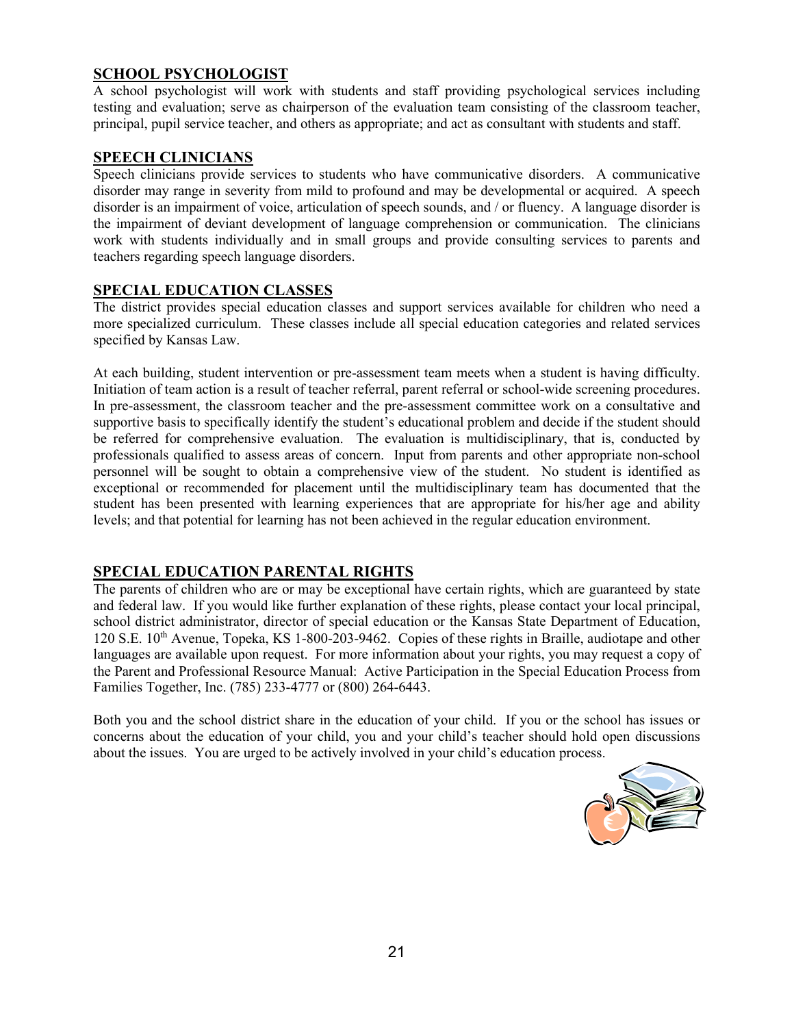## SCHOOL PSYCHOLOGIST

A school psychologist will work with students and staff providing psychological services including testing and evaluation; serve as chairperson of the evaluation team consisting of the classroom teacher, principal, pupil service teacher, and others as appropriate; and act as consultant with students and staff.

## SPEECH CLINICIANS

Speech clinicians provide services to students who have communicative disorders. A communicative disorder may range in severity from mild to profound and may be developmental or acquired. A speech disorder is an impairment of voice, articulation of speech sounds, and / or fluency. A language disorder is the impairment of deviant development of language comprehension or communication. The clinicians work with students individually and in small groups and provide consulting services to parents and teachers regarding speech language disorders.

## SPECIAL EDUCATION CLASSES

The district provides special education classes and support services available for children who need a more specialized curriculum. These classes include all special education categories and related services specified by Kansas Law.

At each building, student intervention or pre-assessment team meets when a student is having difficulty. Initiation of team action is a result of teacher referral, parent referral or school-wide screening procedures. In pre-assessment, the classroom teacher and the pre-assessment committee work on a consultative and supportive basis to specifically identify the student's educational problem and decide if the student should be referred for comprehensive evaluation. The evaluation is multidisciplinary, that is, conducted by professionals qualified to assess areas of concern. Input from parents and other appropriate non-school personnel will be sought to obtain a comprehensive view of the student. No student is identified as exceptional or recommended for placement until the multidisciplinary team has documented that the student has been presented with learning experiences that are appropriate for his/her age and ability levels; and that potential for learning has not been achieved in the regular education environment.

## SPECIAL EDUCATION PARENTAL RIGHTS

The parents of children who are or may be exceptional have certain rights, which are guaranteed by state and federal law. If you would like further explanation of these rights, please contact your local principal, school district administrator, director of special education or the Kansas State Department of Education, 120 S.E. 10th Avenue, Topeka, KS 1-800-203-9462. Copies of these rights in Braille, audiotape and other languages are available upon request. For more information about your rights, you may request a copy of the Parent and Professional Resource Manual: Active Participation in the Special Education Process from Families Together, Inc. (785) 233-4777 or (800) 264-6443.

Both you and the school district share in the education of your child. If you or the school has issues or concerns about the education of your child, you and your child's teacher should hold open discussions about the issues. You are urged to be actively involved in your child's education process.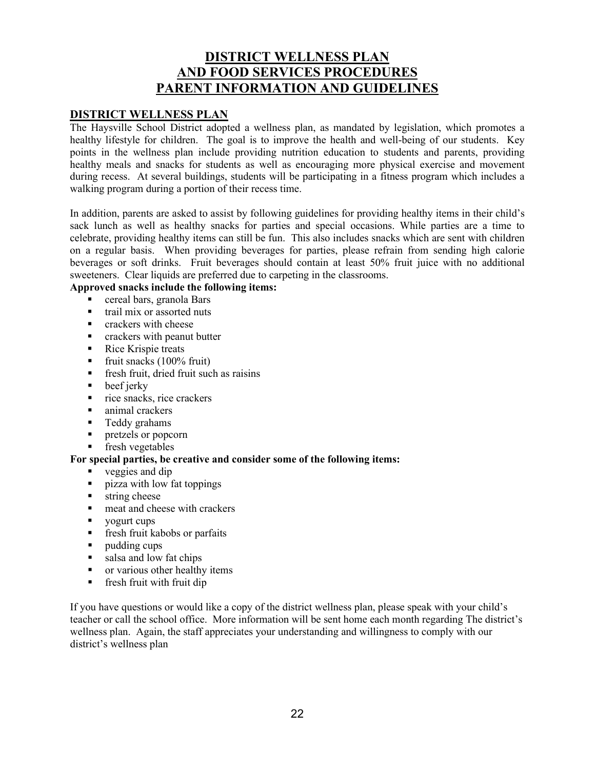# DISTRICT WELLNESS PLAN AND FOOD SERVICES PROCEDURES PARENT INFORMATION AND GUIDELINES

## DISTRICT WELLNESS PLAN

The Haysville School District adopted a wellness plan, as mandated by legislation, which promotes a healthy lifestyle for children. The goal is to improve the health and well-being of our students. Key points in the wellness plan include providing nutrition education to students and parents, providing healthy meals and snacks for students as well as encouraging more physical exercise and movement during recess. At several buildings, students will be participating in a fitness program which includes a walking program during a portion of their recess time.

In addition, parents are asked to assist by following guidelines for providing healthy items in their child's sack lunch as well as healthy snacks for parties and special occasions. While parties are a time to celebrate, providing healthy items can still be fun. This also includes snacks which are sent with children on a regular basis. When providing beverages for parties, please refrain from sending high calorie beverages or soft drinks. Fruit beverages should contain at least 50% fruit juice with no additional sweeteners. Clear liquids are preferred due to carpeting in the classrooms.

**Approved snacks include the following items:**

- cereal bars, granola Bars
- trail mix or assorted nuts
- crackers with cheese
- crackers with peanut butter
- Rice Krispie treats
- fruit snacks (100% fruit)
- fresh fruit, dried fruit such as raisins
- beef jerky
- rice snacks, rice crackers
- animal crackers
- Teddy grahams
- pretzels or popcorn
- fresh vegetables

**For special parties, be creative and consider some of the following items:**

- veggies and dip
- pizza with low fat toppings
- string cheese
- meat and cheese with crackers
- yogurt cups
- fresh fruit kabobs or parfaits
- pudding cups
- salsa and low fat chips
- or various other healthy items
- fresh fruit with fruit dip

If you have questions or would like a copy of the district wellness plan, please speak with your child's teacher or call the school office. More information will be sent home each month regarding The district's wellness plan. Again, the staff appreciates your understanding and willingness to comply with our district's wellness plan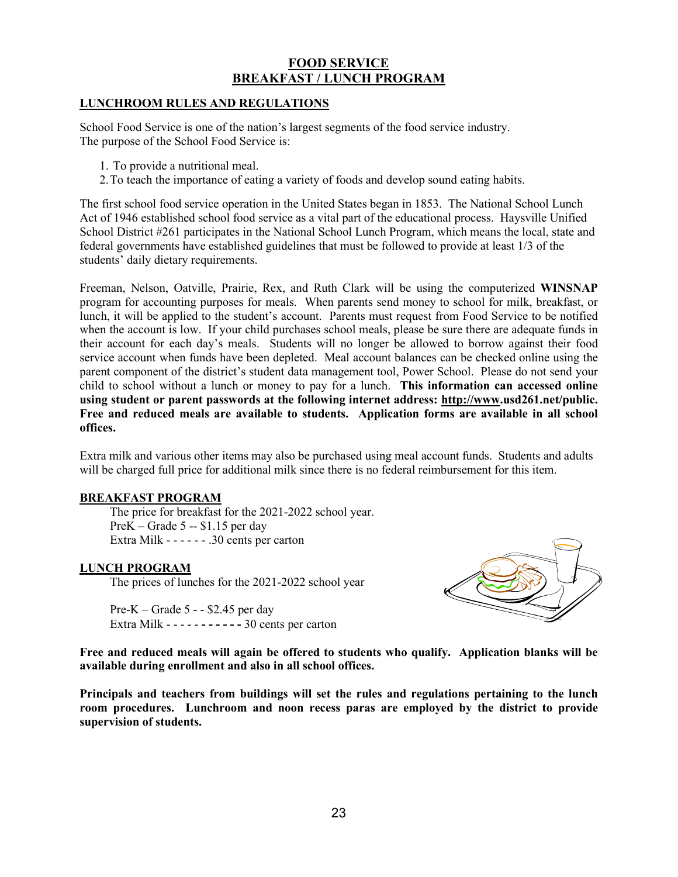# FOOD SERVICE
# BREAKFAST / LUNCH PROGRAM

## LUNCHROOM RULES AND REGULATIONS

School Food Service is one of the nation's largest segments of the food service industry.
The purpose of the School Food Service is:

1. To provide a nutritional meal.
2. To teach the importance of eating a variety of foods and develop sound eating habits.

The first school food service operation in the United States began in 1853. The National School Lunch Act of 1946 established school food service as a vital part of the educational process. Haysville Unified School District #261 participates in the National School Lunch Program, which means the local, state and federal governments have established guidelines that must be followed to provide at least 1/3 of the students' daily dietary requirements.

Freeman, Nelson, Oatville, Prairie, Rex, and Ruth Clark will be using the computerized **WINSNAP** program for accounting purposes for meals. When parents send money to school for milk, breakfast, or lunch, it will be applied to the student's account. Parents must request from Food Service to be notified when the account is low. If your child purchases school meals, please be sure there are adequate funds in their account for each day's meals. Students will no longer be allowed to borrow against their food service account when funds have been depleted. Meal account balances can be checked online using the parent component of the district's student data management tool, Power School. Please do not send your child to school without a lunch or money to pay for a lunch. **This information can accessed online using student or parent passwords at the following internet address: http://www.usd261.net/public. Free and reduced meals are available to students. Application forms are available in all school offices.**

Extra milk and various other items may also be purchased using meal account funds. Students and adults will be charged full price for additional milk since there is no federal reimbursement for this item.

## BREAKFAST PROGRAM

The price for breakfast for the 2021-2022 school year.
PreK – Grade 5 -- $1.15 per day
Extra Milk - - - - - - .30 cents per carton

## LUNCH PROGRAM

The prices of lunches for the 2021-2022 school year

Pre-K – Grade 5 - - $2.45 per day
Extra Milk - - - - - - - - - - - 30 cents per carton

**Free and reduced meals will again be offered to students who qualify. Application blanks will be available during enrollment and also in all school offices.**

**Principals and teachers from buildings will set the rules and regulations pertaining to the lunch room procedures. Lunchroom and noon recess paras are employed by the district to provide supervision of students.**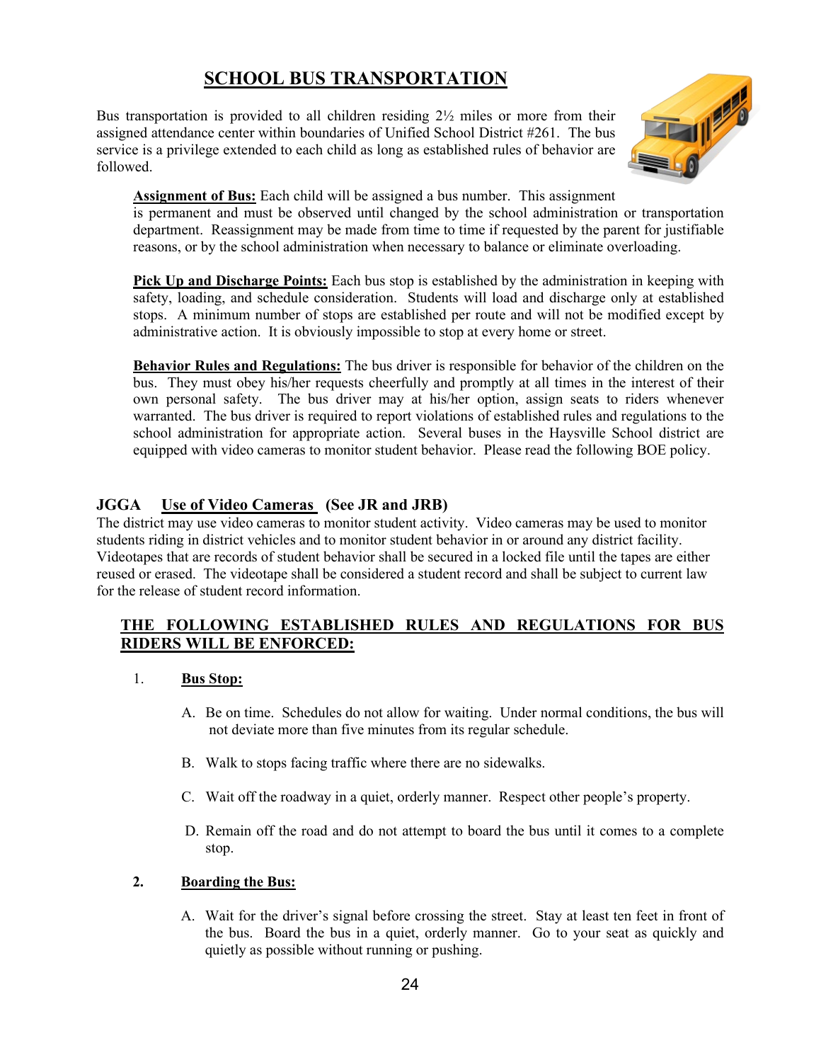# SCHOOL BUS TRANSPORTATION

Bus transportation is provided to all children residing 2½ miles or more from their assigned attendance center within boundaries of Unified School District #261. The bus service is a privilege extended to each child as long as established rules of behavior are followed.

**Assignment of Bus:** Each child will be assigned a bus number. This assignment is permanent and must be observed until changed by the school administration or transportation department. Reassignment may be made from time to time if requested by the parent for justifiable reasons, or by the school administration when necessary to balance or eliminate overloading.

**Pick Up and Discharge Points:** Each bus stop is established by the administration in keeping with safety, loading, and schedule consideration. Students will load and discharge only at established stops. A minimum number of stops are established per route and will not be modified except by administrative action. It is obviously impossible to stop at every home or street.

**Behavior Rules and Regulations:** The bus driver is responsible for behavior of the children on the bus. They must obey his/her requests cheerfully and promptly at all times in the interest of their own personal safety. The bus driver may at his/her option, assign seats to riders whenever warranted. The bus driver is required to report violations of established rules and regulations to the school administration for appropriate action. Several buses in the Haysville School district are equipped with video cameras to monitor student behavior. Please read the following BOE policy.

### JGGA Use of Video Cameras (See JR and JRB)

The district may use video cameras to monitor student activity. Video cameras may be used to monitor students riding in district vehicles and to monitor student behavior in or around any district facility. Videotapes that are records of student behavior shall be secured in a locked file until the tapes are either reused or erased. The videotape shall be considered a student record and shall be subject to current law for the release of student record information.

### THE FOLLOWING ESTABLISHED RULES AND REGULATIONS FOR BUS RIDERS WILL BE ENFORCED:

1. **Bus Stop:**

   A. Be on time. Schedules do not allow for waiting. Under normal conditions, the bus will not deviate more than five minutes from its regular schedule.

   B. Walk to stops facing traffic where there are no sidewalks.

   C. Wait off the roadway in a quiet, orderly manner. Respect other people's property.

   D. Remain off the road and do not attempt to board the bus until it comes to a complete stop.

2. **Boarding the Bus:**

   A. Wait for the driver's signal before crossing the street. Stay at least ten feet in front of the bus. Board the bus in a quiet, orderly manner. Go to your seat as quickly and quietly as possible without running or pushing.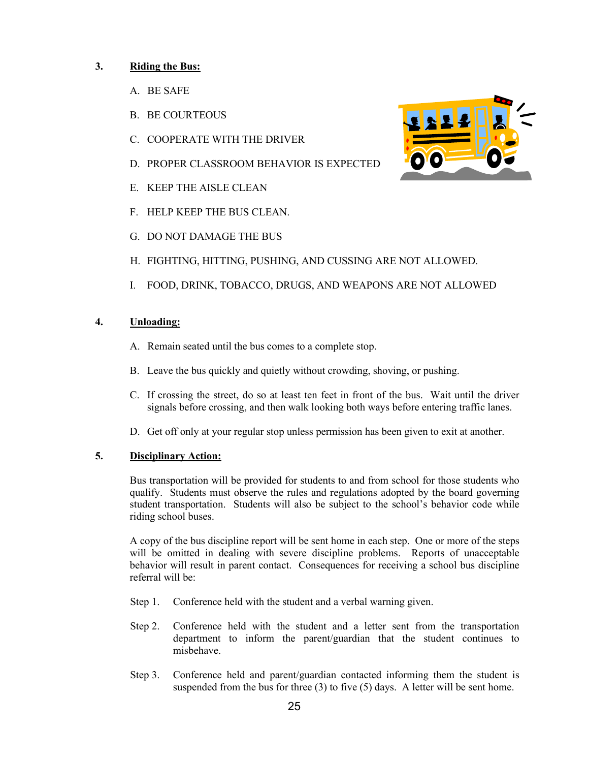3. **Riding the Bus:**

   A. BE SAFE

   B. BE COURTEOUS

   C. COOPERATE WITH THE DRIVER

   D. PROPER CLASSROOM BEHAVIOR IS EXPECTED

   E. KEEP THE AISLE CLEAN

   F. HELP KEEP THE BUS CLEAN.

   G. DO NOT DAMAGE THE BUS

   H. FIGHTING, HITTING, PUSHING, AND CUSSING ARE NOT ALLOWED.

   I. FOOD, DRINK, TOBACCO, DRUGS, AND WEAPONS ARE NOT ALLOWED

4. **Unloading:**

   A. Remain seated until the bus comes to a complete stop.

   B. Leave the bus quickly and quietly without crowding, shoving, or pushing.

   C. If crossing the street, do so at least ten feet in front of the bus. Wait until the driver signals before crossing, and then walk looking both ways before entering traffic lanes.

   D. Get off only at your regular stop unless permission has been given to exit at another.

5. **Disciplinary Action:**

   Bus transportation will be provided for students to and from school for those students who qualify. Students must observe the rules and regulations adopted by the board governing student transportation. Students will also be subject to the school's behavior code while riding school buses.

   A copy of the bus discipline report will be sent home in each step. One or more of the steps will be omitted in dealing with severe discipline problems. Reports of unacceptable behavior will result in parent contact. Consequences for receiving a school bus discipline referral will be:

   Step 1. Conference held with the student and a verbal warning given.

   Step 2. Conference held with the student and a letter sent from the transportation department to inform the parent/guardian that the student continues to misbehave.

   Step 3. Conference held and parent/guardian contacted informing them the student is suspended from the bus for three (3) to five (5) days. A letter will be sent home.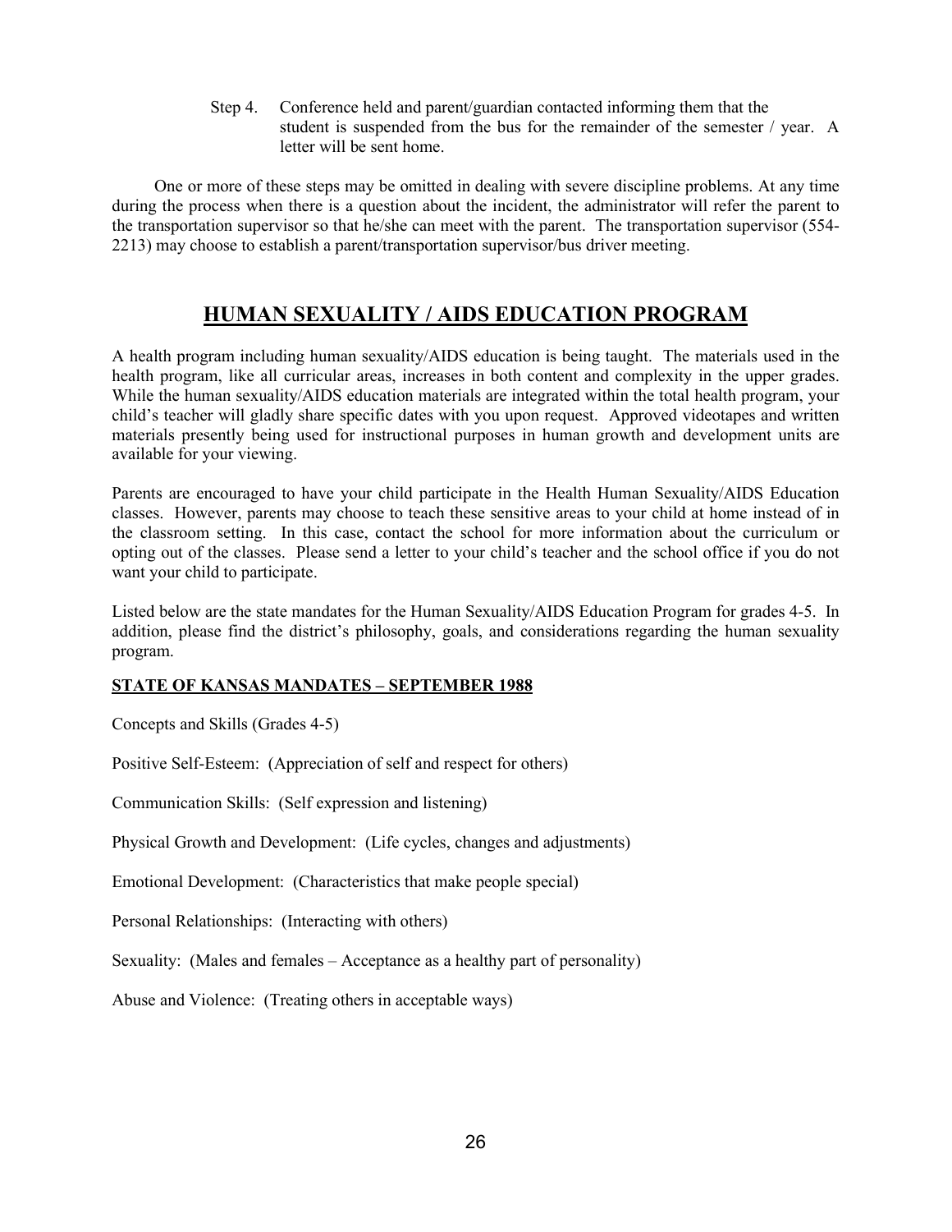Step 4. Conference held and parent/guardian contacted informing them that the student is suspended from the bus for the remainder of the semester / year. A letter will be sent home.

One or more of these steps may be omitted in dealing with severe discipline problems. At any time during the process when there is a question about the incident, the administrator will refer the parent to the transportation supervisor so that he/she can meet with the parent. The transportation supervisor (554-2213) may choose to establish a parent/transportation supervisor/bus driver meeting.

## HUMAN SEXUALITY / AIDS EDUCATION PROGRAM

A health program including human sexuality/AIDS education is being taught. The materials used in the health program, like all curricular areas, increases in both content and complexity in the upper grades. While the human sexuality/AIDS education materials are integrated within the total health program, your child's teacher will gladly share specific dates with you upon request. Approved videotapes and written materials presently being used for instructional purposes in human growth and development units are available for your viewing.

Parents are encouraged to have your child participate in the Health Human Sexuality/AIDS Education classes. However, parents may choose to teach these sensitive areas to your child at home instead of in the classroom setting. In this case, contact the school for more information about the curriculum or opting out of the classes. Please send a letter to your child's teacher and the school office if you do not want your child to participate.

Listed below are the state mandates for the Human Sexuality/AIDS Education Program for grades 4-5. In addition, please find the district's philosophy, goals, and considerations regarding the human sexuality program.

**STATE OF KANSAS MANDATES – SEPTEMBER 1988**

Concepts and Skills (Grades 4-5)

Positive Self-Esteem: (Appreciation of self and respect for others)

Communication Skills: (Self expression and listening)

Physical Growth and Development: (Life cycles, changes and adjustments)

Emotional Development: (Characteristics that make people special)

Personal Relationships: (Interacting with others)

Sexuality: (Males and females – Acceptance as a healthy part of personality)

Abuse and Violence: (Treating others in acceptable ways)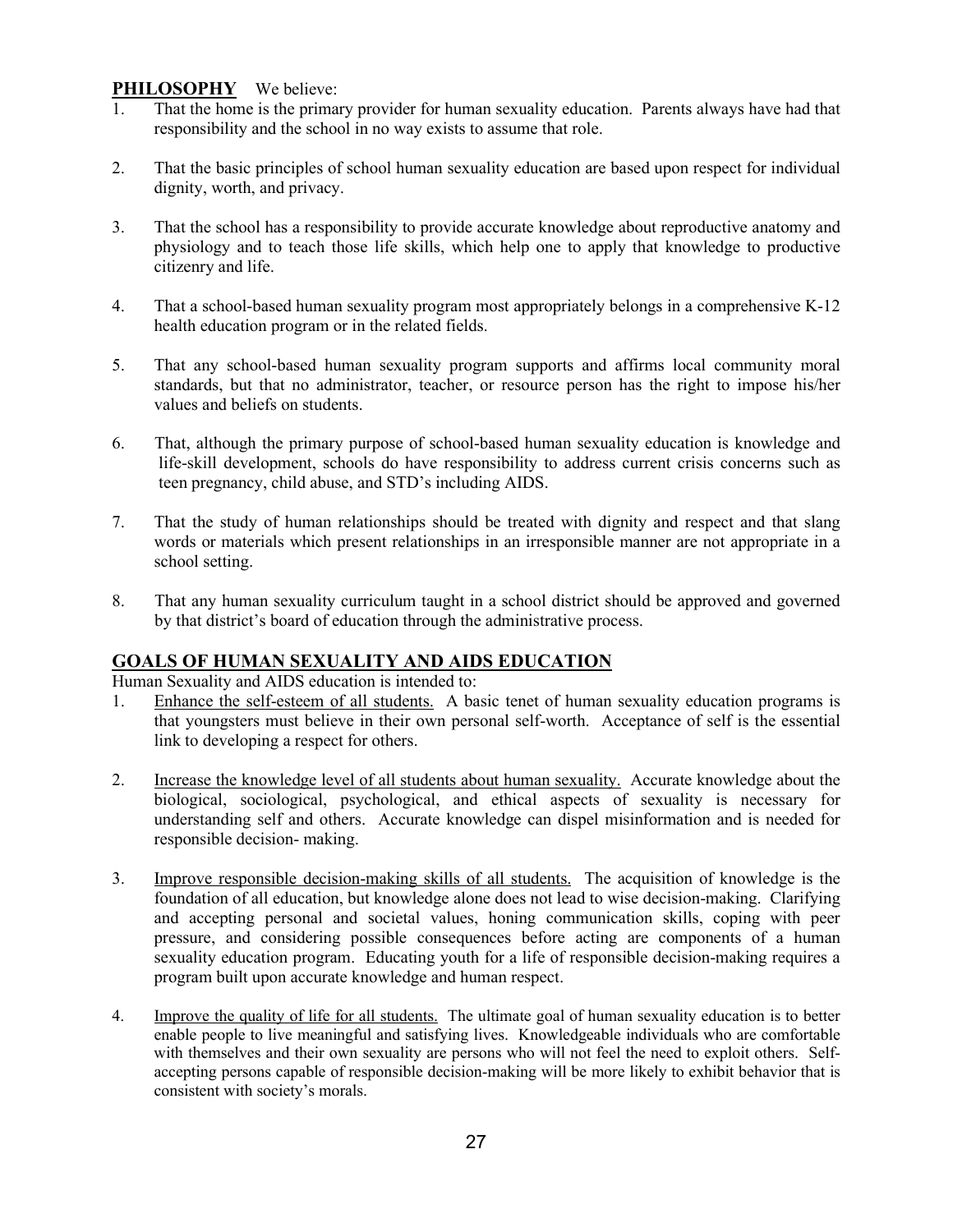## PHILOSOPHY

We believe:

1. That the home is the primary provider for human sexuality education. Parents always have had that responsibility and the school in no way exists to assume that role.

2. That the basic principles of school human sexuality education are based upon respect for individual dignity, worth, and privacy.

3. That the school has a responsibility to provide accurate knowledge about reproductive anatomy and physiology and to teach those life skills, which help one to apply that knowledge to productive citizenry and life.

4. That a school-based human sexuality program most appropriately belongs in a comprehensive K-12 health education program or in the related fields.

5. That any school-based human sexuality program supports and affirms local community moral standards, but that no administrator, teacher, or resource person has the right to impose his/her values and beliefs on students.

6. That, although the primary purpose of school-based human sexuality education is knowledge and life-skill development, schools do have responsibility to address current crisis concerns such as teen pregnancy, child abuse, and STD's including AIDS.

7. That the study of human relationships should be treated with dignity and respect and that slang words or materials which present relationships in an irresponsible manner are not appropriate in a school setting.

8. That any human sexuality curriculum taught in a school district should be approved and governed by that district's board of education through the administrative process.

## GOALS OF HUMAN SEXUALITY AND AIDS EDUCATION

Human Sexuality and AIDS education is intended to:

1. Enhance the self-esteem of all students. A basic tenet of human sexuality education programs is that youngsters must believe in their own personal self-worth. Acceptance of self is the essential link to developing a respect for others.

2. Increase the knowledge level of all students about human sexuality. Accurate knowledge about the biological, sociological, psychological, and ethical aspects of sexuality is necessary for understanding self and others. Accurate knowledge can dispel misinformation and is needed for responsible decision- making.

3. Improve responsible decision-making skills of all students. The acquisition of knowledge is the foundation of all education, but knowledge alone does not lead to wise decision-making. Clarifying and accepting personal and societal values, honing communication skills, coping with peer pressure, and considering possible consequences before acting are components of a human sexuality education program. Educating youth for a life of responsible decision-making requires a program built upon accurate knowledge and human respect.

4. Improve the quality of life for all students. The ultimate goal of human sexuality education is to better enable people to live meaningful and satisfying lives. Knowledgeable individuals who are comfortable with themselves and their own sexuality are persons who will not feel the need to exploit others. Self-accepting persons capable of responsible decision-making will be more likely to exhibit behavior that is consistent with society's morals.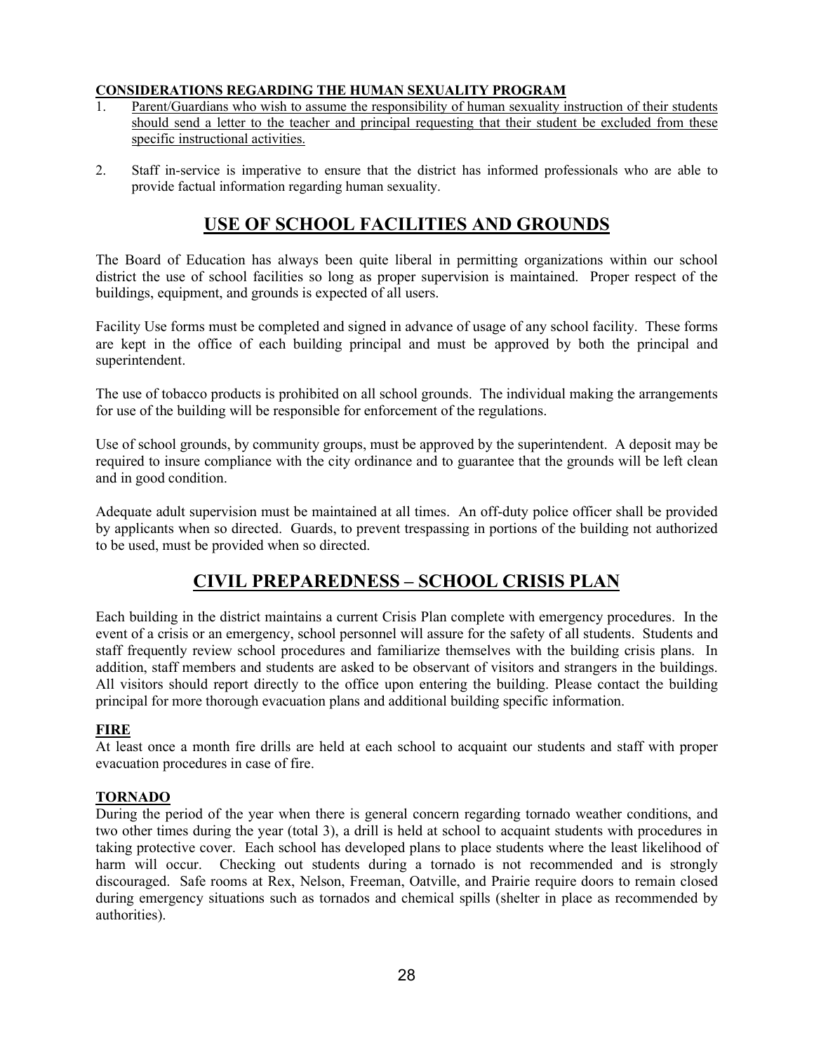**CONSIDERATIONS REGARDING THE HUMAN SEXUALITY PROGRAM**

1. Parent/Guardians who wish to assume the responsibility of human sexuality instruction of their students should send a letter to the teacher and principal requesting that their student be excluded from these specific instructional activities.

2. Staff in-service is imperative to ensure that the district has informed professionals who are able to provide factual information regarding human sexuality.

## USE OF SCHOOL FACILITIES AND GROUNDS

The Board of Education has always been quite liberal in permitting organizations within our school district the use of school facilities so long as proper supervision is maintained. Proper respect of the buildings, equipment, and grounds is expected of all users.

Facility Use forms must be completed and signed in advance of usage of any school facility. These forms are kept in the office of each building principal and must be approved by both the principal and superintendent.

The use of tobacco products is prohibited on all school grounds. The individual making the arrangements for use of the building will be responsible for enforcement of the regulations.

Use of school grounds, by community groups, must be approved by the superintendent. A deposit may be required to insure compliance with the city ordinance and to guarantee that the grounds will be left clean and in good condition.

Adequate adult supervision must be maintained at all times. An off-duty police officer shall be provided by applicants when so directed. Guards, to prevent trespassing in portions of the building not authorized to be used, must be provided when so directed.

## CIVIL PREPAREDNESS – SCHOOL CRISIS PLAN

Each building in the district maintains a current Crisis Plan complete with emergency procedures. In the event of a crisis or an emergency, school personnel will assure for the safety of all students. Students and staff frequently review school procedures and familiarize themselves with the building crisis plans. In addition, staff members and students are asked to be observant of visitors and strangers in the buildings. All visitors should report directly to the office upon entering the building. Please contact the building principal for more thorough evacuation plans and additional building specific information.

### FIRE

At least once a month fire drills are held at each school to acquaint our students and staff with proper evacuation procedures in case of fire.

### TORNADO

During the period of the year when there is general concern regarding tornado weather conditions, and two other times during the year (total 3), a drill is held at school to acquaint students with procedures in taking protective cover. Each school has developed plans to place students where the least likelihood of harm will occur. Checking out students during a tornado is not recommended and is strongly discouraged. Safe rooms at Rex, Nelson, Freeman, Oatville, and Prairie require doors to remain closed during emergency situations such as tornados and chemical spills (shelter in place as recommended by authorities).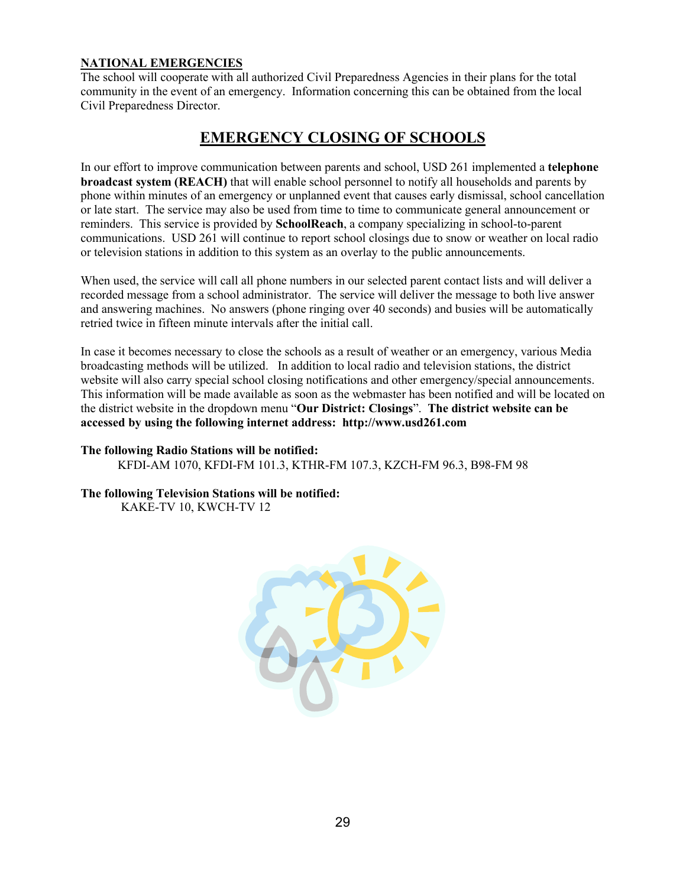**NATIONAL EMERGENCIES**

The school will cooperate with all authorized Civil Preparedness Agencies in their plans for the total community in the event of an emergency. Information concerning this can be obtained from the local Civil Preparedness Director.

## EMERGENCY CLOSING OF SCHOOLS

In our effort to improve communication between parents and school, USD 261 implemented a **telephone broadcast system (REACH)** that will enable school personnel to notify all households and parents by phone within minutes of an emergency or unplanned event that causes early dismissal, school cancellation or late start. The service may also be used from time to time to communicate general announcement or reminders. This service is provided by **SchoolReach**, a company specializing in school-to-parent communications. USD 261 will continue to report school closings due to snow or weather on local radio or television stations in addition to this system as an overlay to the public announcements.

When used, the service will call all phone numbers in our selected parent contact lists and will deliver a recorded message from a school administrator. The service will deliver the message to both live answer and answering machines. No answers (phone ringing over 40 seconds) and busies will be automatically retried twice in fifteen minute intervals after the initial call.

In case it becomes necessary to close the schools as a result of weather or an emergency, various Media broadcasting methods will be utilized. In addition to local radio and television stations, the district website will also carry special school closing notifications and other emergency/special announcements. This information will be made available as soon as the webmaster has been notified and will be located on the district website in the dropdown menu "**Our District: Closings**". **The district website can be accessed by using the following internet address: http://www.usd261.com**

**The following Radio Stations will be notified:**

KFDI-AM 1070, KFDI-FM 101.3, KTHR-FM 107.3, KZCH-FM 96.3, B98-FM 98

**The following Television Stations will be notified:**

KAKE-TV 10, KWCH-TV 12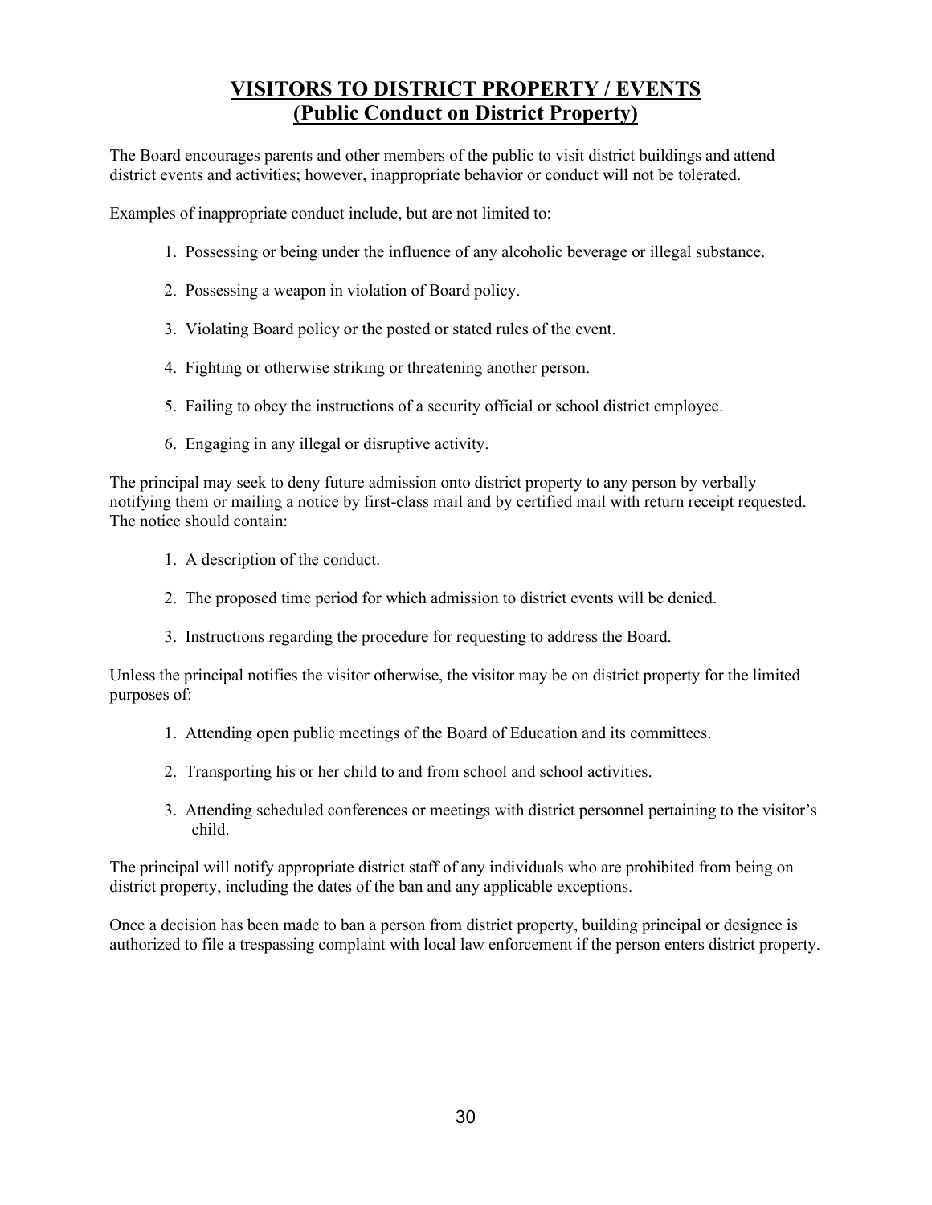## VISITORS TO DISTRICT PROPERTY / EVENTS
## (Public Conduct on District Property)

The Board encourages parents and other members of the public to visit district buildings and attend district events and activities; however, inappropriate behavior or conduct will not be tolerated.

Examples of inappropriate conduct include, but are not limited to:

1. Possessing or being under the influence of any alcoholic beverage or illegal substance.
2. Possessing a weapon in violation of Board policy.
3. Violating Board policy or the posted or stated rules of the event.
4. Fighting or otherwise striking or threatening another person.
5. Failing to obey the instructions of a security official or school district employee.
6. Engaging in any illegal or disruptive activity.

The principal may seek to deny future admission onto district property to any person by verbally notifying them or mailing a notice by first-class mail and by certified mail with return receipt requested. The notice should contain:

1. A description of the conduct.
2. The proposed time period for which admission to district events will be denied.
3. Instructions regarding the procedure for requesting to address the Board.

Unless the principal notifies the visitor otherwise, the visitor may be on district property for the limited purposes of:

1. Attending open public meetings of the Board of Education and its committees.
2. Transporting his or her child to and from school and school activities.
3. Attending scheduled conferences or meetings with district personnel pertaining to the visitor's child.

The principal will notify appropriate district staff of any individuals who are prohibited from being on district property, including the dates of the ban and any applicable exceptions.

Once a decision has been made to ban a person from district property, building principal or designee is authorized to file a trespassing complaint with local law enforcement if the person enters district property.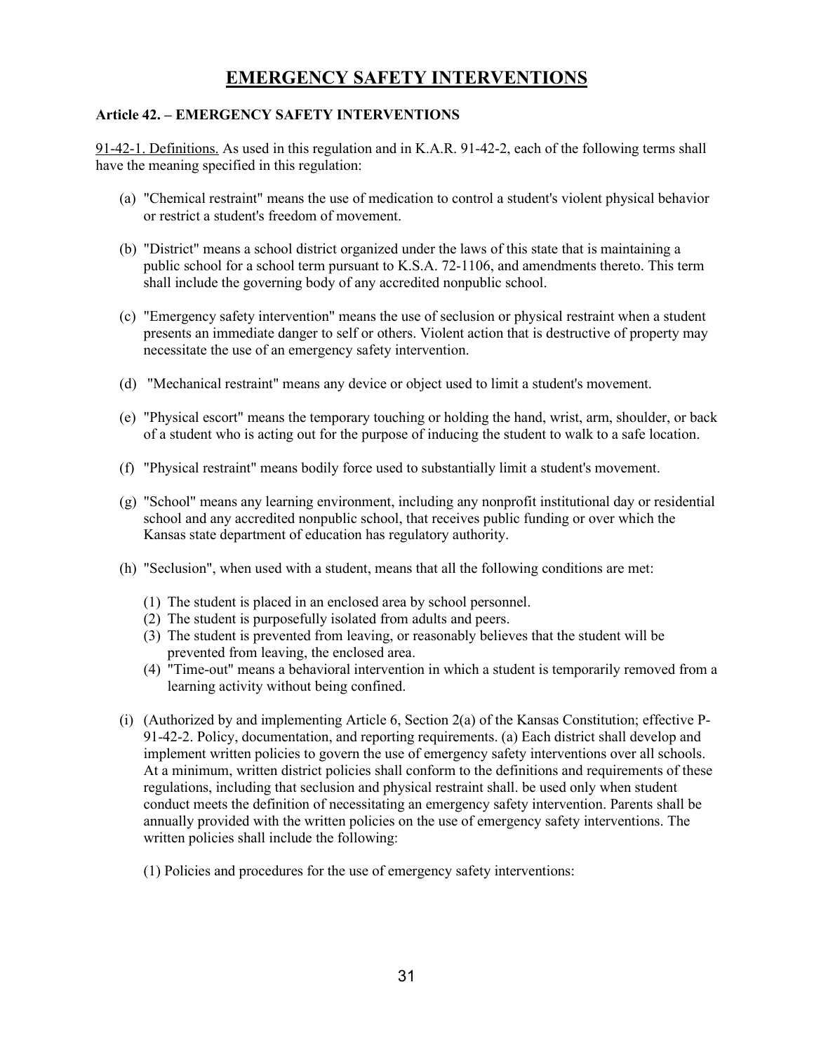# EMERGENCY SAFETY INTERVENTIONS

**Article 42. – EMERGENCY SAFETY INTERVENTIONS**

91-42-1. Definitions. As used in this regulation and in K.A.R. 91-42-2, each of the following terms shall have the meaning specified in this regulation:

(a) "Chemical restraint" means the use of medication to control a student's violent physical behavior or restrict a student's freedom of movement.

(b) "District" means a school district organized under the laws of this state that is maintaining a public school for a school term pursuant to K.S.A. 72-1106, and amendments thereto. This term shall include the governing body of any accredited nonpublic school.

(c) "Emergency safety intervention" means the use of seclusion or physical restraint when a student presents an immediate danger to self or others. Violent action that is destructive of property may necessitate the use of an emergency safety intervention.

(d) "Mechanical restraint" means any device or object used to limit a student's movement.

(e) "Physical escort" means the temporary touching or holding the hand, wrist, arm, shoulder, or back of a student who is acting out for the purpose of inducing the student to walk to a safe location.

(f) "Physical restraint" means bodily force used to substantially limit a student's movement.

(g) "School" means any learning environment, including any nonprofit institutional day or residential school and any accredited nonpublic school, that receives public funding or over which the Kansas state department of education has regulatory authority.

(h) "Seclusion", when used with a student, means that all the following conditions are met:

   (1) The student is placed in an enclosed area by school personnel.
   (2) The student is purposefully isolated from adults and peers.
   (3) The student is prevented from leaving, or reasonably believes that the student will be prevented from leaving, the enclosed area.
   (4) "Time-out" means a behavioral intervention in which a student is temporarily removed from a learning activity without being confined.

(i) (Authorized by and implementing Article 6, Section 2(a) of the Kansas Constitution; effective P-91-42-2. Policy, documentation, and reporting requirements. (a) Each district shall develop and implement written policies to govern the use of emergency safety interventions over all schools. At a minimum, written district policies shall conform to the definitions and requirements of these regulations, including that seclusion and physical restraint shall. be used only when student conduct meets the definition of necessitating an emergency safety intervention. Parents shall be annually provided with the written policies on the use of emergency safety interventions. The written policies shall include the following:

   (1) Policies and procedures for the use of emergency safety interventions: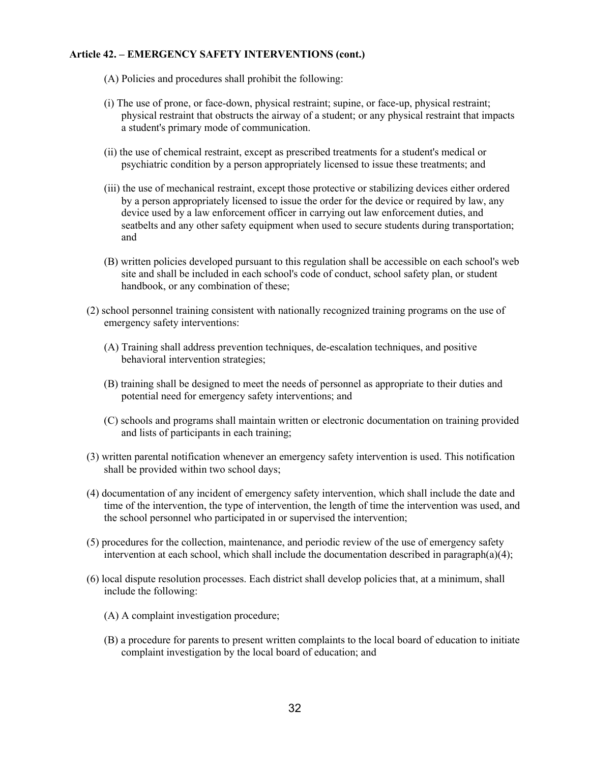**Article 42. – EMERGENCY SAFETY INTERVENTIONS (cont.)**

(A) Policies and procedures shall prohibit the following:

(i) The use of prone, or face-down, physical restraint; supine, or face-up, physical restraint; physical restraint that obstructs the airway of a student; or any physical restraint that impacts a student's primary mode of communication.

(ii) the use of chemical restraint, except as prescribed treatments for a student's medical or psychiatric condition by a person appropriately licensed to issue these treatments; and

(iii) the use of mechanical restraint, except those protective or stabilizing devices either ordered by a person appropriately licensed to issue the order for the device or required by law, any device used by a law enforcement officer in carrying out law enforcement duties, and seatbelts and any other safety equipment when used to secure students during transportation; and

(B) written policies developed pursuant to this regulation shall be accessible on each school's web site and shall be included in each school's code of conduct, school safety plan, or student handbook, or any combination of these;

(2) school personnel training consistent with nationally recognized training programs on the use of emergency safety interventions:

(A) Training shall address prevention techniques, de-escalation techniques, and positive behavioral intervention strategies;

(B) training shall be designed to meet the needs of personnel as appropriate to their duties and potential need for emergency safety interventions; and

(C) schools and programs shall maintain written or electronic documentation on training provided and lists of participants in each training;

(3) written parental notification whenever an emergency safety intervention is used. This notification shall be provided within two school days;

(4) documentation of any incident of emergency safety intervention, which shall include the date and time of the intervention, the type of intervention, the length of time the intervention was used, and the school personnel who participated in or supervised the intervention;

(5) procedures for the collection, maintenance, and periodic review of the use of emergency safety intervention at each school, which shall include the documentation described in paragraph(a)(4);

(6) local dispute resolution processes. Each district shall develop policies that, at a minimum, shall include the following:

(A) A complaint investigation procedure;

(B) a procedure for parents to present written complaints to the local board of education to initiate complaint investigation by the local board of education; and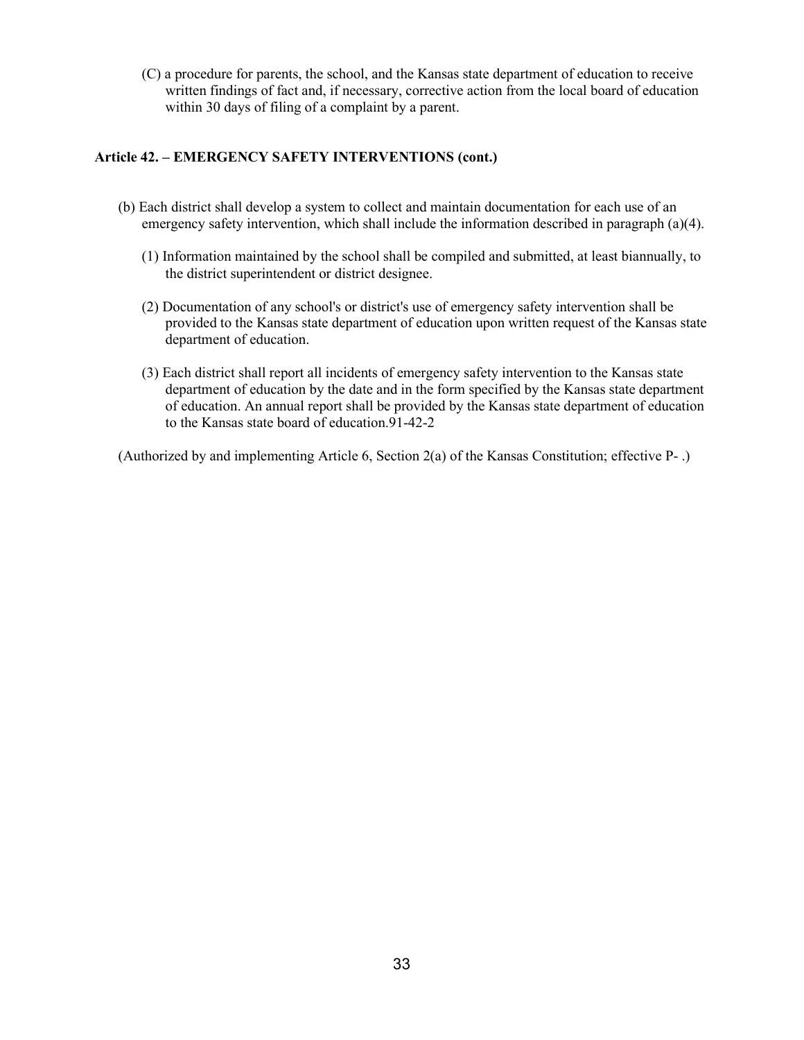(C) a procedure for parents, the school, and the Kansas state department of education to receive written findings of fact and, if necessary, corrective action from the local board of education within 30 days of filing of a complaint by a parent.

**Article 42. – EMERGENCY SAFETY INTERVENTIONS (cont.)**

(b) Each district shall develop a system to collect and maintain documentation for each use of an emergency safety intervention, which shall include the information described in paragraph (a)(4).

(1) Information maintained by the school shall be compiled and submitted, at least biannually, to the district superintendent or district designee.

(2) Documentation of any school's or district's use of emergency safety intervention shall be provided to the Kansas state department of education upon written request of the Kansas state department of education.

(3) Each district shall report all incidents of emergency safety intervention to the Kansas state department of education by the date and in the form specified by the Kansas state department of education. An annual report shall be provided by the Kansas state department of education to the Kansas state board of education.91-42-2

(Authorized by and implementing Article 6, Section 2(a) of the Kansas Constitution; effective P- .)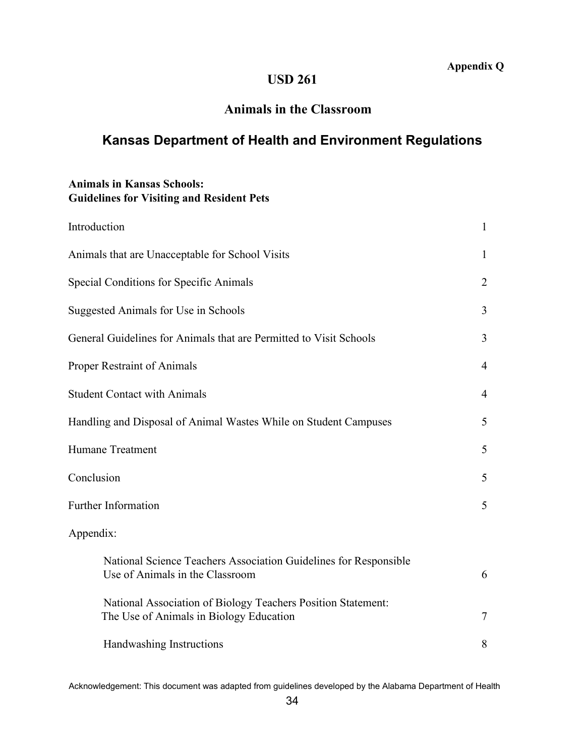**Appendix Q**

# USD 261

## Animals in the Classroom

## Kansas Department of Health and Environment Regulations

**Animals in Kansas Schools:**
**Guidelines for Visiting and Resident Pets**

| | |
|---|---|
| Introduction | 1 |
| Animals that are Unacceptable for School Visits | 1 |
| Special Conditions for Specific Animals | 2 |
| Suggested Animals for Use in Schools | 3 |
| General Guidelines for Animals that are Permitted to Visit Schools | 3 |
| Proper Restraint of Animals | 4 |
| Student Contact with Animals | 4 |
| Handling and Disposal of Animal Wastes While on Student Campuses | 5 |
| Humane Treatment | 5 |
| Conclusion | 5 |
| Further Information | 5 |
| Appendix: | |
| National Science Teachers Association Guidelines for Responsible Use of Animals in the Classroom | 6 |
| National Association of Biology Teachers Position Statement: The Use of Animals in Biology Education | 7 |
| Handwashing Instructions | 8 |

Acknowledgement: This document was adapted from guidelines developed by the Alabama Department of Health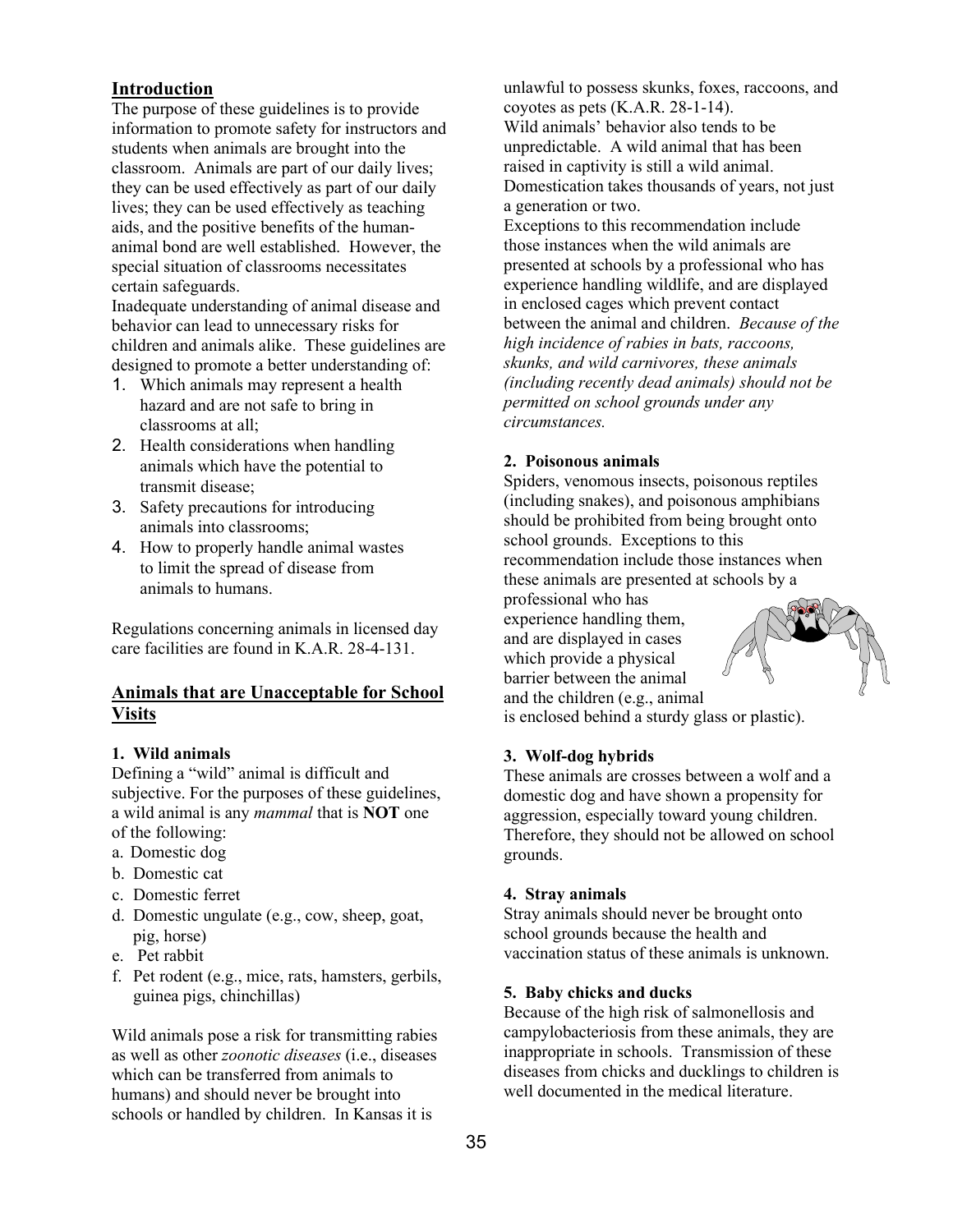## Introduction

The purpose of these guidelines is to provide information to promote safety for instructors and students when animals are brought into the classroom. Animals are part of our daily lives; they can be used effectively as part of our daily lives; they can be used effectively as teaching aids, and the positive benefits of the human-animal bond are well established. However, the special situation of classrooms necessitates certain safeguards.

Inadequate understanding of animal disease and behavior can lead to unnecessary risks for children and animals alike. These guidelines are designed to promote a better understanding of:

1. Which animals may represent a health hazard and are not safe to bring in classrooms at all;
2. Health considerations when handling animals which have the potential to transmit disease;
3. Safety precautions for introducing animals into classrooms;
4. How to properly handle animal wastes to limit the spread of disease from animals to humans.

Regulations concerning animals in licensed day care facilities are found in K.A.R. 28-4-131.

## Animals that are Unacceptable for School Visits

### 1. Wild animals

Defining a "wild" animal is difficult and subjective. For the purposes of these guidelines, a wild animal is any *mammal* that is **NOT** one of the following:

a. Domestic dog
b. Domestic cat
c. Domestic ferret
d. Domestic ungulate (e.g., cow, sheep, goat, pig, horse)
e. Pet rabbit
f. Pet rodent (e.g., mice, rats, hamsters, gerbils, guinea pigs, chinchillas)

Wild animals pose a risk for transmitting rabies as well as other *zoonotic diseases* (i.e., diseases which can be transferred from animals to humans) and should never be brought into schools or handled by children. In Kansas it is unlawful to possess skunks, foxes, raccoons, and coyotes as pets (K.A.R. 28-1-14).

Wild animals' behavior also tends to be unpredictable. A wild animal that has been raised in captivity is still a wild animal. Domestication takes thousands of years, not just a generation or two.

Exceptions to this recommendation include those instances when the wild animals are presented at schools by a professional who has experience handling wildlife, and are displayed in enclosed cages which prevent contact between the animal and children. *Because of the high incidence of rabies in bats, raccoons, skunks, and wild carnivores, these animals (including recently dead animals) should not be permitted on school grounds under any circumstances.*

### 2. Poisonous animals

Spiders, venomous insects, poisonous reptiles (including snakes), and poisonous amphibians should be prohibited from being brought onto school grounds. Exceptions to this recommendation include those instances when these animals are presented at schools by a professional who has experience handling them, and are displayed in cases which provide a physical barrier between the animal and the children (e.g., animal is enclosed behind a sturdy glass or plastic).

### 3. Wolf-dog hybrids

These animals are crosses between a wolf and a domestic dog and have shown a propensity for aggression, especially toward young children. Therefore, they should not be allowed on school grounds.

### 4. Stray animals

Stray animals should never be brought onto school grounds because the health and vaccination status of these animals is unknown.

### 5. Baby chicks and ducks

Because of the high risk of salmonellosis and campylobacteriosis from these animals, they are inappropriate in schools. Transmission of these diseases from chicks and ducklings to children is well documented in the medical literature.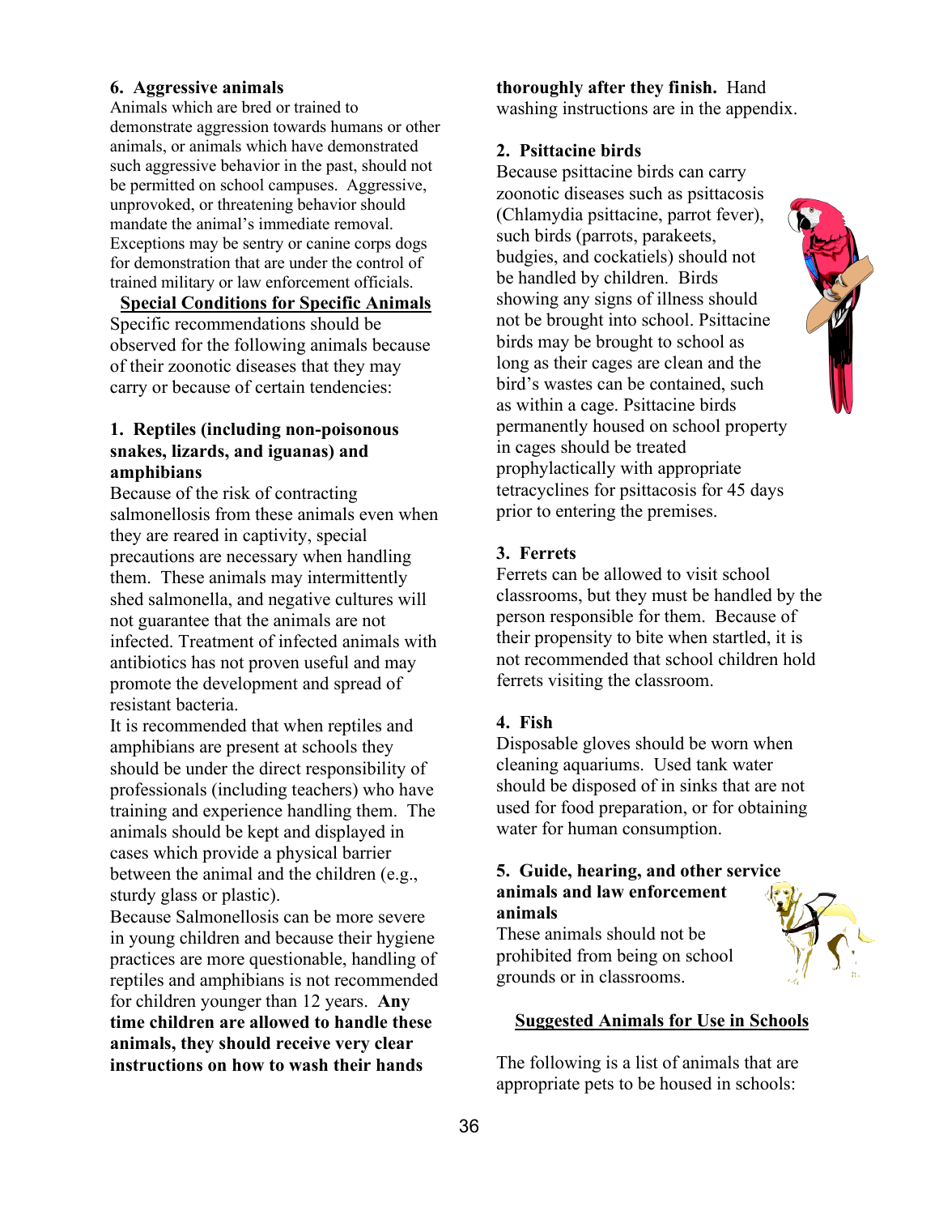### 6. Aggressive animals

Animals which are bred or trained to demonstrate aggression towards humans or other animals, or animals which have demonstrated such aggressive behavior in the past, should not be permitted on school campuses. Aggressive, unprovoked, or threatening behavior should mandate the animal's immediate removal. Exceptions may be sentry or canine corps dogs for demonstration that are under the control of trained military or law enforcement officials.

## Special Conditions for Specific Animals

Specific recommendations should be observed for the following animals because of their zoonotic diseases that they may carry or because of certain tendencies:

### 1. Reptiles (including non-poisonous snakes, lizards, and iguanas) and amphibians

Because of the risk of contracting salmonellosis from these animals even when they are reared in captivity, special precautions are necessary when handling them. These animals may intermittently shed salmonella, and negative cultures will not guarantee that the animals are not infected. Treatment of infected animals with antibiotics has not proven useful and may promote the development and spread of resistant bacteria.

It is recommended that when reptiles and amphibians are present at schools they should be under the direct responsibility of professionals (including teachers) who have training and experience handling them. The animals should be kept and displayed in cases which provide a physical barrier between the animal and the children (e.g., sturdy glass or plastic).

Because Salmonellosis can be more severe in young children and because their hygiene practices are more questionable, handling of reptiles and amphibians is not recommended for children younger than 12 years. **Any time children are allowed to handle these animals, they should receive very clear instructions on how to wash their hands thoroughly after they finish.** Hand washing instructions are in the appendix.

### 2. Psittacine birds

Because psittacine birds can carry zoonotic diseases such as psittacosis (Chlamydia psittacine, parrot fever), such birds (parrots, parakeets, budgies, and cockatiels) should not be handled by children. Birds showing any signs of illness should not be brought into school. Psittacine birds may be brought to school as long as their cages are clean and the bird's wastes can be contained, such as within a cage. Psittacine birds permanently housed on school property in cages should be treated prophylactically with appropriate tetracyclines for psittacosis for 45 days prior to entering the premises.

### 3. Ferrets

Ferrets can be allowed to visit school classrooms, but they must be handled by the person responsible for them. Because of their propensity to bite when startled, it is not recommended that school children hold ferrets visiting the classroom.

### 4. Fish

Disposable gloves should be worn when cleaning aquariums. Used tank water should be disposed of in sinks that are not used for food preparation, or for obtaining water for human consumption.

### 5. Guide, hearing, and other service animals and law enforcement animals

These animals should not be prohibited from being on school grounds or in classrooms.

## Suggested Animals for Use in Schools

The following is a list of animals that are appropriate pets to be housed in schools: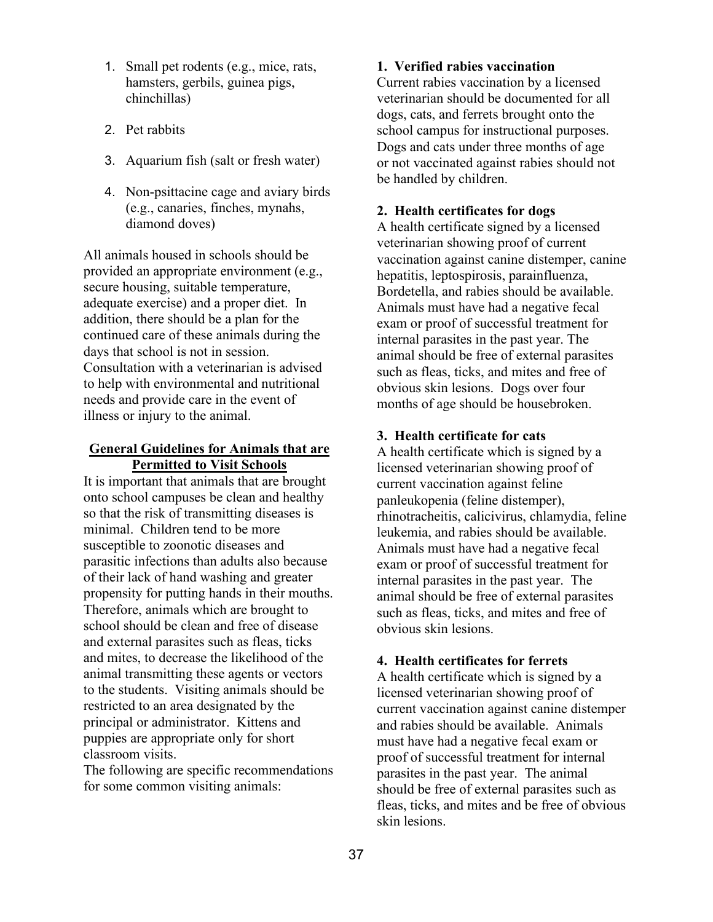1. Small pet rodents (e.g., mice, rats, hamsters, gerbils, guinea pigs, chinchillas)
2. Pet rabbits
3. Aquarium fish (salt or fresh water)
4. Non-psittacine cage and aviary birds (e.g., canaries, finches, mynahs, diamond doves)

All animals housed in schools should be provided an appropriate environment (e.g., secure housing, suitable temperature, adequate exercise) and a proper diet. In addition, there should be a plan for the continued care of these animals during the days that school is not in session. Consultation with a veterinarian is advised to help with environmental and nutritional needs and provide care in the event of illness or injury to the animal.

**General Guidelines for Animals that are Permitted to Visit Schools**

It is important that animals that are brought onto school campuses be clean and healthy so that the risk of transmitting diseases is minimal. Children tend to be more susceptible to zoonotic diseases and parasitic infections than adults also because of their lack of hand washing and greater propensity for putting hands in their mouths. Therefore, animals which are brought to school should be clean and free of disease and external parasites such as fleas, ticks and mites, to decrease the likelihood of the animal transmitting these agents or vectors to the students. Visiting animals should be restricted to an area designated by the principal or administrator. Kittens and puppies are appropriate only for short classroom visits.

The following are specific recommendations for some common visiting animals:

**1. Verified rabies vaccination**

Current rabies vaccination by a licensed veterinarian should be documented for all dogs, cats, and ferrets brought onto the school campus for instructional purposes. Dogs and cats under three months of age or not vaccinated against rabies should not be handled by children.

**2. Health certificates for dogs**

A health certificate signed by a licensed veterinarian showing proof of current vaccination against canine distemper, canine hepatitis, leptospirosis, parainfluenza, Bordetella, and rabies should be available. Animals must have had a negative fecal exam or proof of successful treatment for internal parasites in the past year. The animal should be free of external parasites such as fleas, ticks, and mites and free of obvious skin lesions. Dogs over four months of age should be housebroken.

**3. Health certificate for cats**

A health certificate which is signed by a licensed veterinarian showing proof of current vaccination against feline panleukopenia (feline distemper), rhinotracheitis, calicivirus, chlamydia, feline leukemia, and rabies should be available. Animals must have had a negative fecal exam or proof of successful treatment for internal parasites in the past year. The animal should be free of external parasites such as fleas, ticks, and mites and free of obvious skin lesions.

**4. Health certificates for ferrets**

A health certificate which is signed by a licensed veterinarian showing proof of current vaccination against canine distemper and rabies should be available. Animals must have had a negative fecal exam or proof of successful treatment for internal parasites in the past year. The animal should be free of external parasites such as fleas, ticks, and mites and be free of obvious skin lesions.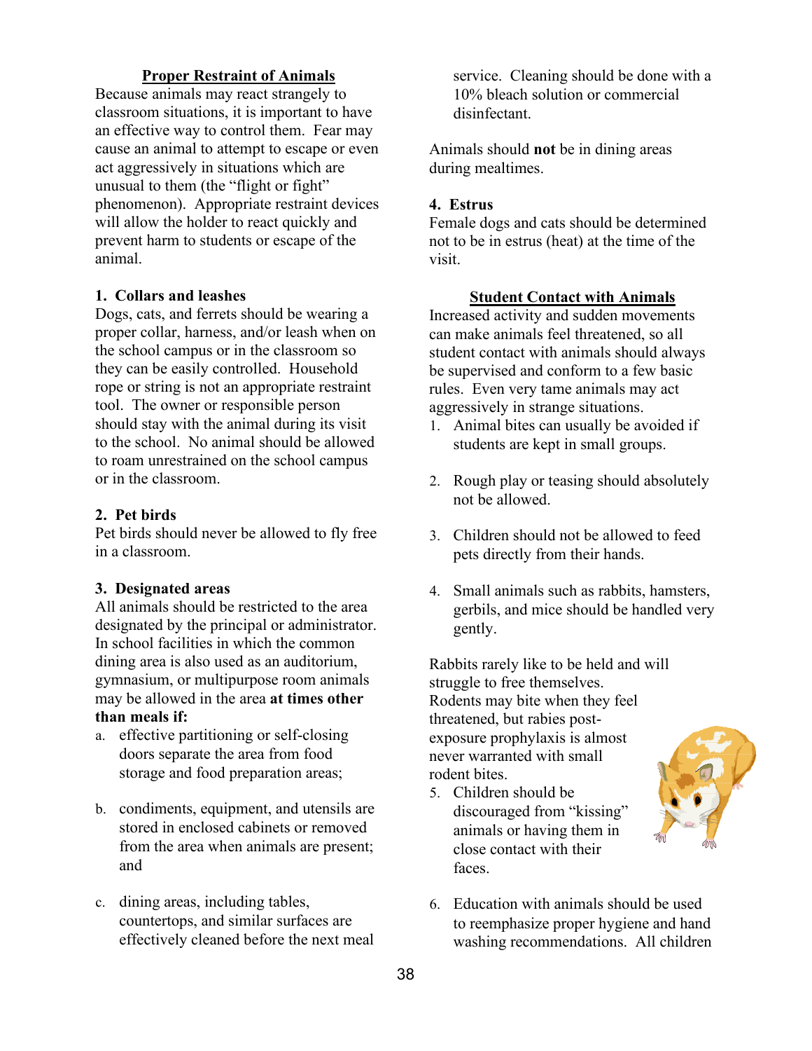## Proper Restraint of Animals

Because animals may react strangely to classroom situations, it is important to have an effective way to control them. Fear may cause an animal to attempt to escape or even act aggressively in situations which are unusual to them (the "flight or fight" phenomenon). Appropriate restraint devices will allow the holder to react quickly and prevent harm to students or escape of the animal.

### 1. Collars and leashes

Dogs, cats, and ferrets should be wearing a proper collar, harness, and/or leash when on the school campus or in the classroom so they can be easily controlled. Household rope or string is not an appropriate restraint tool. The owner or responsible person should stay with the animal during its visit to the school. No animal should be allowed to roam unrestrained on the school campus or in the classroom.

### 2. Pet birds

Pet birds should never be allowed to fly free in a classroom.

### 3. Designated areas

All animals should be restricted to the area designated by the principal or administrator. In school facilities in which the common dining area is also used as an auditorium, gymnasium, or multipurpose room animals may be allowed in the area **at times other than meals if:**

a. effective partitioning or self-closing doors separate the area from food storage and food preparation areas;

b. condiments, equipment, and utensils are stored in enclosed cabinets or removed from the area when animals are present; and

c. dining areas, including tables, countertops, and similar surfaces are effectively cleaned before the next meal service. Cleaning should be done with a 10% bleach solution or commercial disinfectant.

Animals should **not** be in dining areas during mealtimes.

### 4. Estrus

Female dogs and cats should be determined not to be in estrus (heat) at the time of the visit.

## Student Contact with Animals

Increased activity and sudden movements can make animals feel threatened, so all student contact with animals should always be supervised and conform to a few basic rules. Even very tame animals may act aggressively in strange situations.

1. Animal bites can usually be avoided if students are kept in small groups.

2. Rough play or teasing should absolutely not be allowed.

3. Children should not be allowed to feed pets directly from their hands.

4. Small animals such as rabbits, hamsters, gerbils, and mice should be handled very gently.

Rabbits rarely like to be held and will struggle to free themselves. Rodents may bite when they feel threatened, but rabies post-exposure prophylaxis is almost never warranted with small rodent bites.

5. Children should be discouraged from "kissing" animals or having them in close contact with their faces.

6. Education with animals should be used to reemphasize proper hygiene and hand washing recommendations. All children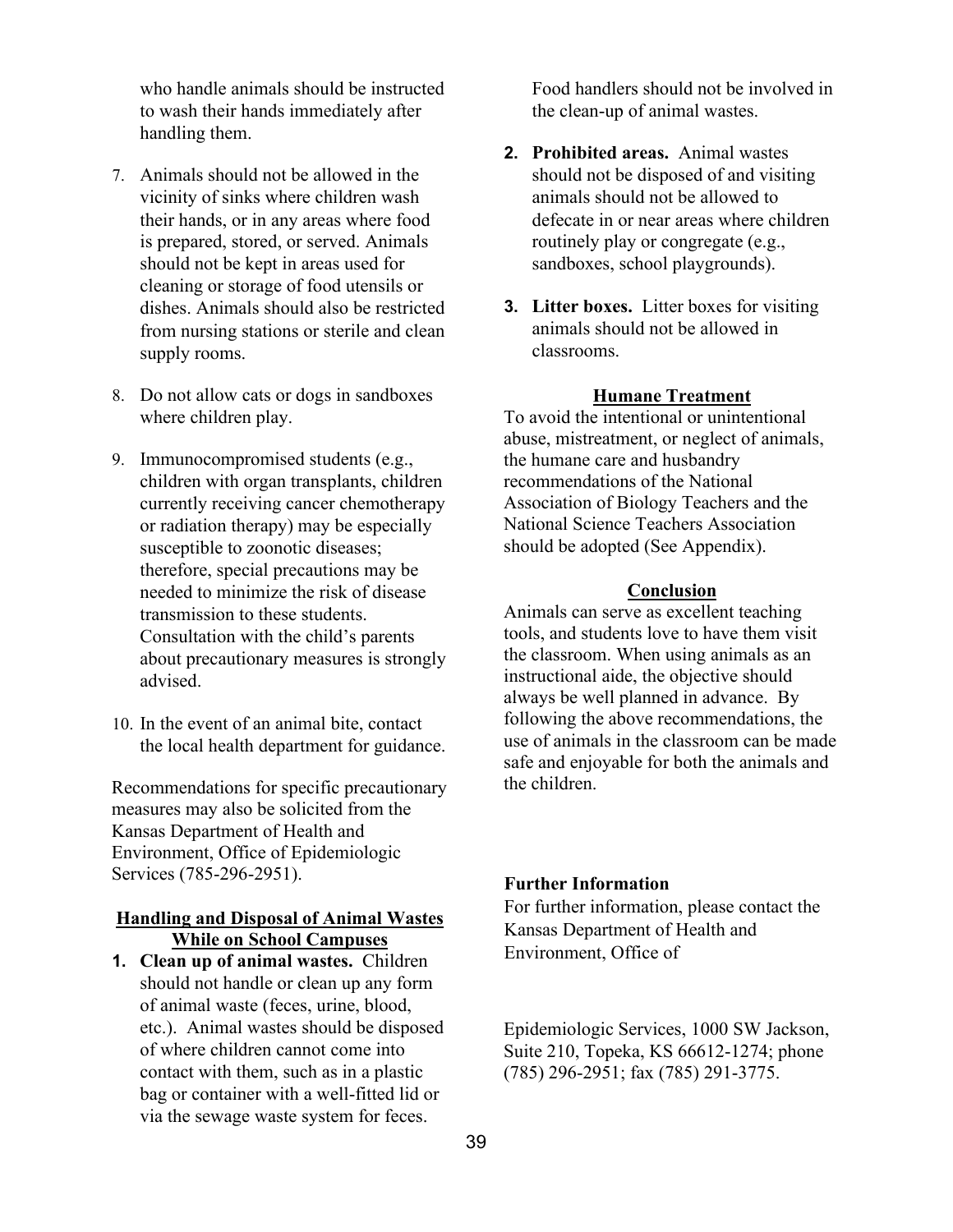who handle animals should be instructed to wash their hands immediately after handling them.

7. Animals should not be allowed in the vicinity of sinks where children wash their hands, or in any areas where food is prepared, stored, or served. Animals should not be kept in areas used for cleaning or storage of food utensils or dishes. Animals should also be restricted from nursing stations or sterile and clean supply rooms.

8. Do not allow cats or dogs in sandboxes where children play.

9. Immunocompromised students (e.g., children with organ transplants, children currently receiving cancer chemotherapy or radiation therapy) may be especially susceptible to zoonotic diseases; therefore, special precautions may be needed to minimize the risk of disease transmission to these students. Consultation with the child's parents about precautionary measures is strongly advised.

10. In the event of an animal bite, contact the local health department for guidance.

Recommendations for specific precautionary measures may also be solicited from the Kansas Department of Health and Environment, Office of Epidemiologic Services (785-296-2951).

## Handling and Disposal of Animal Wastes While on School Campuses

1. **Clean up of animal wastes.** Children should not handle or clean up any form of animal waste (feces, urine, blood, etc.). Animal wastes should be disposed of where children cannot come into contact with them, such as in a plastic bag or container with a well-fitted lid or via the sewage waste system for feces. Food handlers should not be involved in the clean-up of animal wastes.

2. **Prohibited areas.** Animal wastes should not be disposed of and visiting animals should not be allowed to defecate in or near areas where children routinely play or congregate (e.g., sandboxes, school playgrounds).

3. **Litter boxes.** Litter boxes for visiting animals should not be allowed in classrooms.

## Humane Treatment

To avoid the intentional or unintentional abuse, mistreatment, or neglect of animals, the humane care and husbandry recommendations of the National Association of Biology Teachers and the National Science Teachers Association should be adopted (See Appendix).

## Conclusion

Animals can serve as excellent teaching tools, and students love to have them visit the classroom. When using animals as an instructional aide, the objective should always be well planned in advance. By following the above recommendations, the use of animals in the classroom can be made safe and enjoyable for both the animals and the children.

**Further Information**

For further information, please contact the Kansas Department of Health and Environment, Office of Epidemiologic Services, 1000 SW Jackson, Suite 210, Topeka, KS 66612-1274; phone (785) 296-2951; fax (785) 291-3775.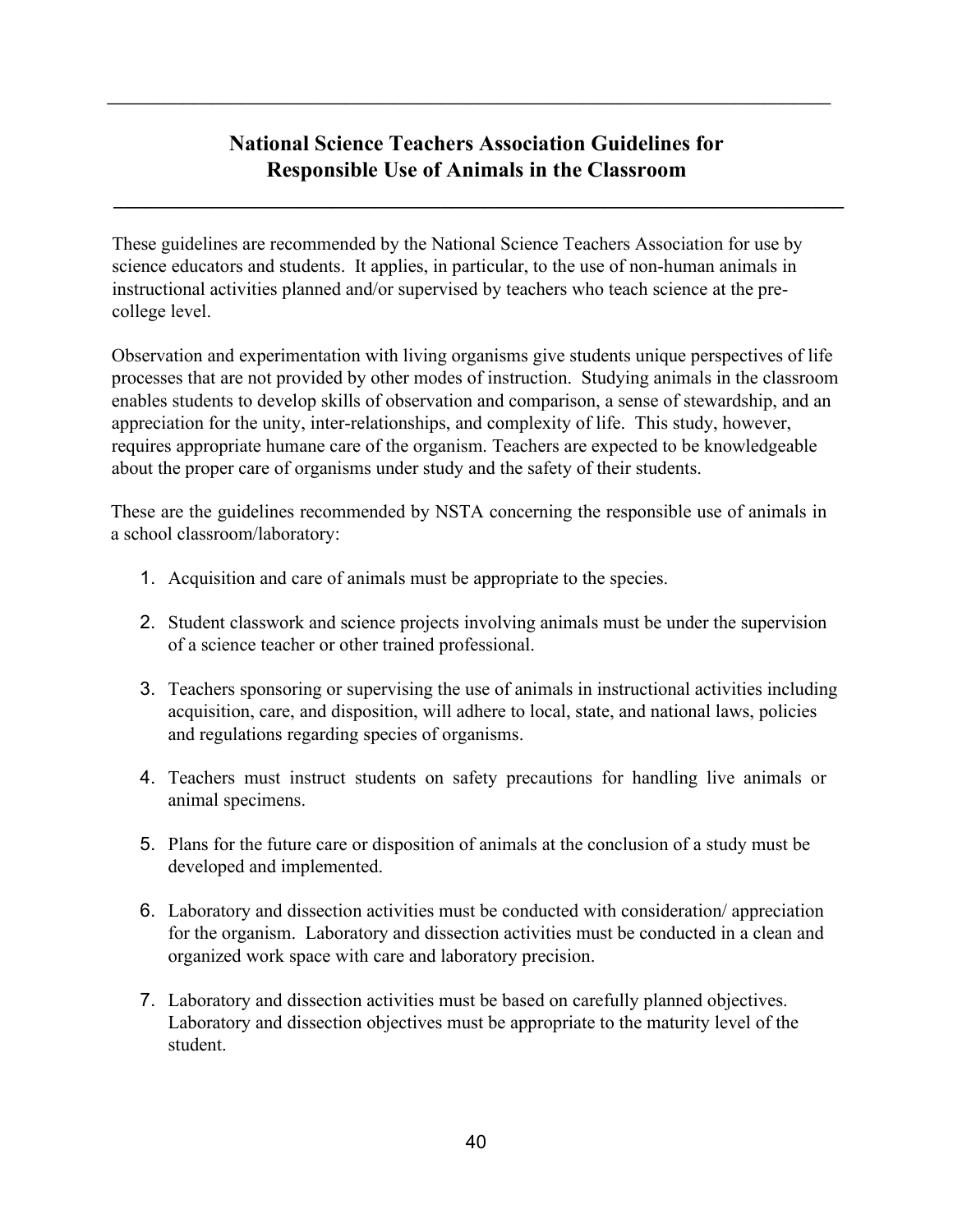# National Science Teachers Association Guidelines for Responsible Use of Animals in the Classroom

These guidelines are recommended by the National Science Teachers Association for use by science educators and students. It applies, in particular, to the use of non-human animals in instructional activities planned and/or supervised by teachers who teach science at the pre-college level.

Observation and experimentation with living organisms give students unique perspectives of life processes that are not provided by other modes of instruction. Studying animals in the classroom enables students to develop skills of observation and comparison, a sense of stewardship, and an appreciation for the unity, inter-relationships, and complexity of life. This study, however, requires appropriate humane care of the organism. Teachers are expected to be knowledgeable about the proper care of organisms under study and the safety of their students.

These are the guidelines recommended by NSTA concerning the responsible use of animals in a school classroom/laboratory:

1. Acquisition and care of animals must be appropriate to the species.
2. Student classwork and science projects involving animals must be under the supervision of a science teacher or other trained professional.
3. Teachers sponsoring or supervising the use of animals in instructional activities including acquisition, care, and disposition, will adhere to local, state, and national laws, policies and regulations regarding species of organisms.
4. Teachers must instruct students on safety precautions for handling live animals or animal specimens.
5. Plans for the future care or disposition of animals at the conclusion of a study must be developed and implemented.
6. Laboratory and dissection activities must be conducted with consideration/ appreciation for the organism. Laboratory and dissection activities must be conducted in a clean and organized work space with care and laboratory precision.
7. Laboratory and dissection activities must be based on carefully planned objectives. Laboratory and dissection objectives must be appropriate to the maturity level of the student.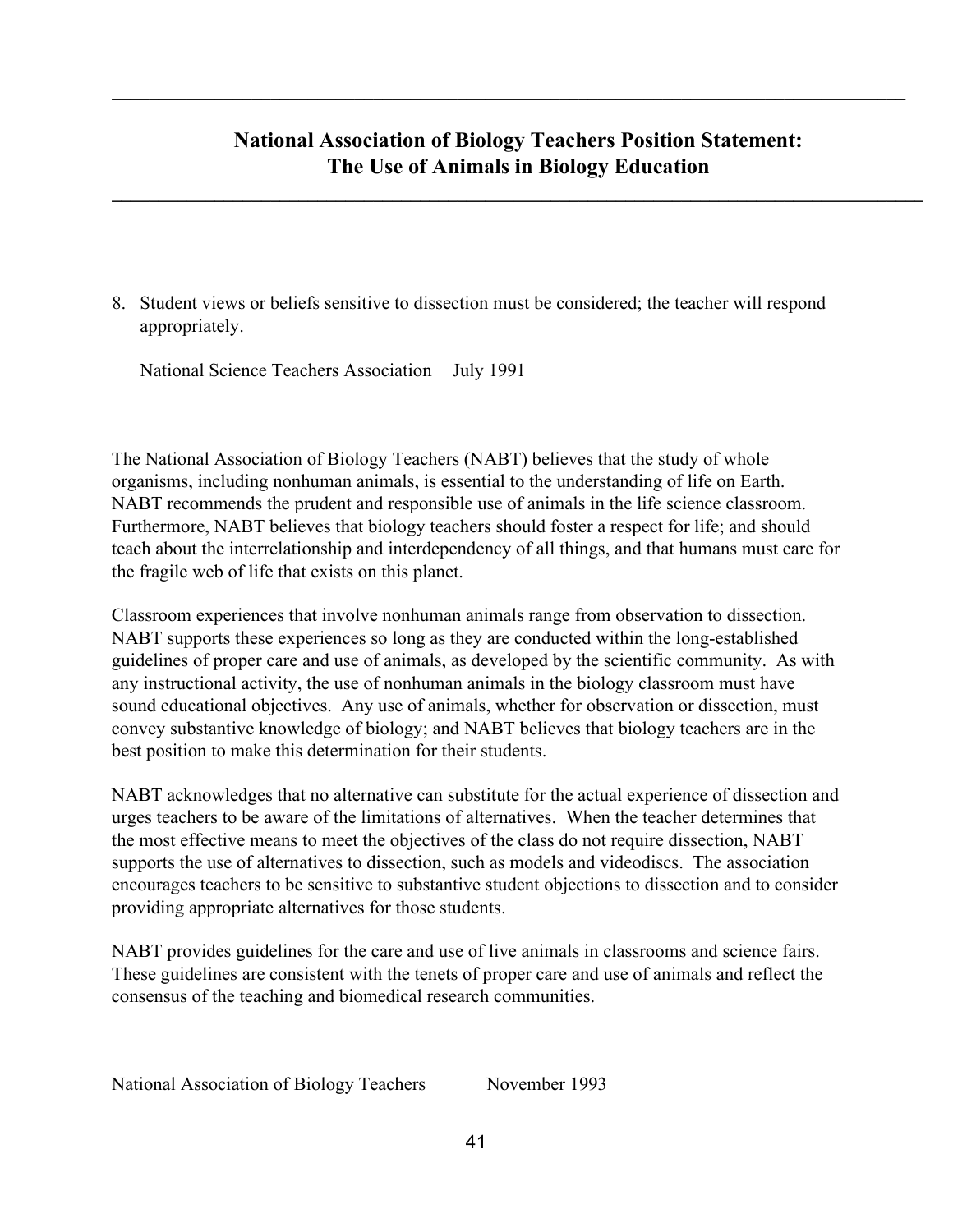## National Association of Biology Teachers Position Statement: The Use of Animals in Biology Education

8. Student views or beliefs sensitive to dissection must be considered; the teacher will respond appropriately.

   National Science Teachers Association July 1991

The National Association of Biology Teachers (NABT) believes that the study of whole organisms, including nonhuman animals, is essential to the understanding of life on Earth. NABT recommends the prudent and responsible use of animals in the life science classroom. Furthermore, NABT believes that biology teachers should foster a respect for life; and should teach about the interrelationship and interdependency of all things, and that humans must care for the fragile web of life that exists on this planet.

Classroom experiences that involve nonhuman animals range from observation to dissection. NABT supports these experiences so long as they are conducted within the long-established guidelines of proper care and use of animals, as developed by the scientific community. As with any instructional activity, the use of nonhuman animals in the biology classroom must have sound educational objectives. Any use of animals, whether for observation or dissection, must convey substantive knowledge of biology; and NABT believes that biology teachers are in the best position to make this determination for their students.

NABT acknowledges that no alternative can substitute for the actual experience of dissection and urges teachers to be aware of the limitations of alternatives. When the teacher determines that the most effective means to meet the objectives of the class do not require dissection, NABT supports the use of alternatives to dissection, such as models and videodiscs. The association encourages teachers to be sensitive to substantive student objections to dissection and to consider providing appropriate alternatives for those students.

NABT provides guidelines for the care and use of live animals in classrooms and science fairs. These guidelines are consistent with the tenets of proper care and use of animals and reflect the consensus of the teaching and biomedical research communities.

National Association of Biology Teachers November 1993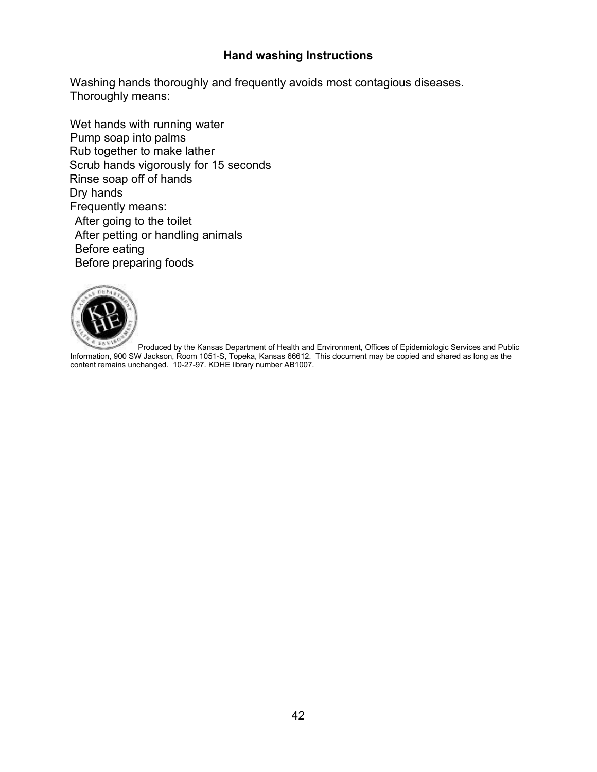## Hand washing Instructions

Washing hands thoroughly and frequently avoids most contagious diseases.
Thoroughly means:

Wet hands with running water
Pump soap into palms
Rub together to make lather
Scrub hands vigorously for 15 seconds
Rinse soap off of hands
Dry hands
Frequently means:
- After going to the toilet
- After petting or handling animals
- Before eating
- Before preparing foods

Produced by the Kansas Department of Health and Environment, Offices of Epidemiologic Services and Public Information, 900 SW Jackson, Room 1051-S, Topeka, Kansas 66612. This document may be copied and shared as long as the content remains unchanged. 10-27-97. KDHE library number AB1007.